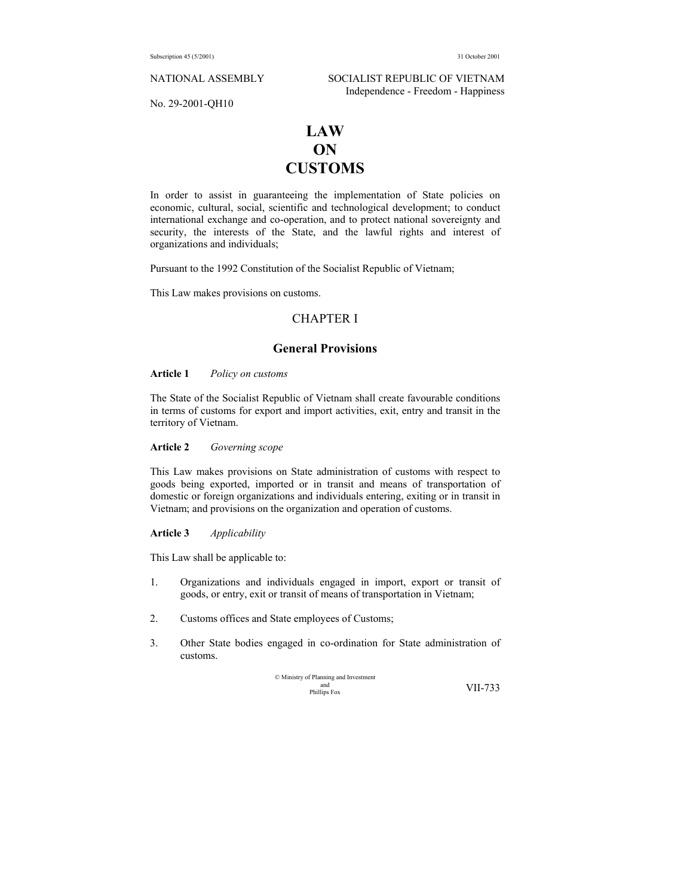NATIONAL ASSEMBLY

SOCIALIST REPUBLIC OF VIETNAM
Independence - Freedom - Happiness

No. 29-2001-QH10

# LAW ON CUSTOMS

In order to assist in guaranteeing the implementation of State policies on economic, cultural, social, scientific and technological development; to conduct international exchange and co-operation, and to protect national sovereignty and security, the interests of the State, and the lawful rights and interest of organizations and individuals;

Pursuant to the 1992 Constitution of the Socialist Republic of Vietnam;

This Law makes provisions on customs.

## CHAPTER I

## General Provisions

**Article 1** *Policy on customs*

The State of the Socialist Republic of Vietnam shall create favourable conditions in terms of customs for export and import activities, exit, entry and transit in the territory of Vietnam.

**Article 2** *Governing scope*

This Law makes provisions on State administration of customs with respect to goods being exported, imported or in transit and means of transportation of domestic or foreign organizations and individuals entering, exiting or in transit in Vietnam; and provisions on the organization and operation of customs.

**Article 3** *Applicability*

This Law shall be applicable to:

1. Organizations and individuals engaged in import, export or transit of goods, or entry, exit or transit of means of transportation in Vietnam;

2. Customs offices and State employees of Customs;

3. Other State bodies engaged in co-ordination for State administration of customs.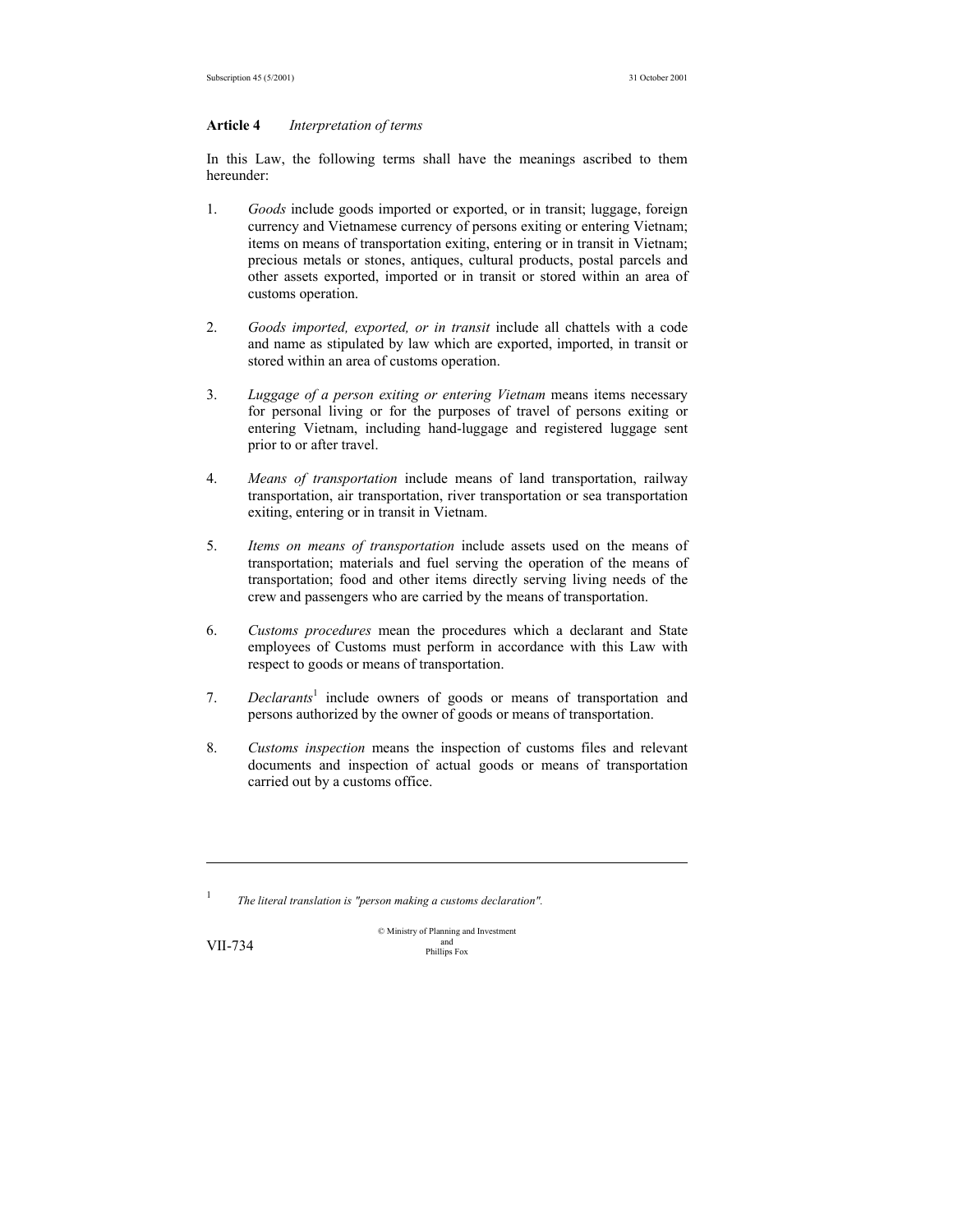**Article 4** *Interpretation of terms*

In this Law, the following terms shall have the meanings ascribed to them hereunder:

1. *Goods* include goods imported or exported, or in transit; luggage, foreign currency and Vietnamese currency of persons exiting or entering Vietnam; items on means of transportation exiting, entering or in transit in Vietnam; precious metals or stones, antiques, cultural products, postal parcels and other assets exported, imported or in transit or stored within an area of customs operation.

2. *Goods imported, exported, or in transit* include all chattels with a code and name as stipulated by law which are exported, imported, in transit or stored within an area of customs operation.

3. *Luggage of a person exiting or entering Vietnam* means items necessary for personal living or for the purposes of travel of persons exiting or entering Vietnam, including hand-luggage and registered luggage sent prior to or after travel.

4. *Means of transportation* include means of land transportation, railway transportation, air transportation, river transportation or sea transportation exiting, entering or in transit in Vietnam.

5. *Items on means of transportation* include assets used on the means of transportation; materials and fuel serving the operation of the means of transportation; food and other items directly serving living needs of the crew and passengers who are carried by the means of transportation.

6. *Customs procedures* mean the procedures which a declarant and State employees of Customs must perform in accordance with this Law with respect to goods or means of transportation.

7. *Declarants*[1] include owners of goods or means of transportation and persons authorized by the owner of goods or means of transportation.

8. *Customs inspection* means the inspection of customs files and relevant documents and inspection of actual goods or means of transportation carried out by a customs office.

---

[1] *The literal translation is "person making a customs declaration".*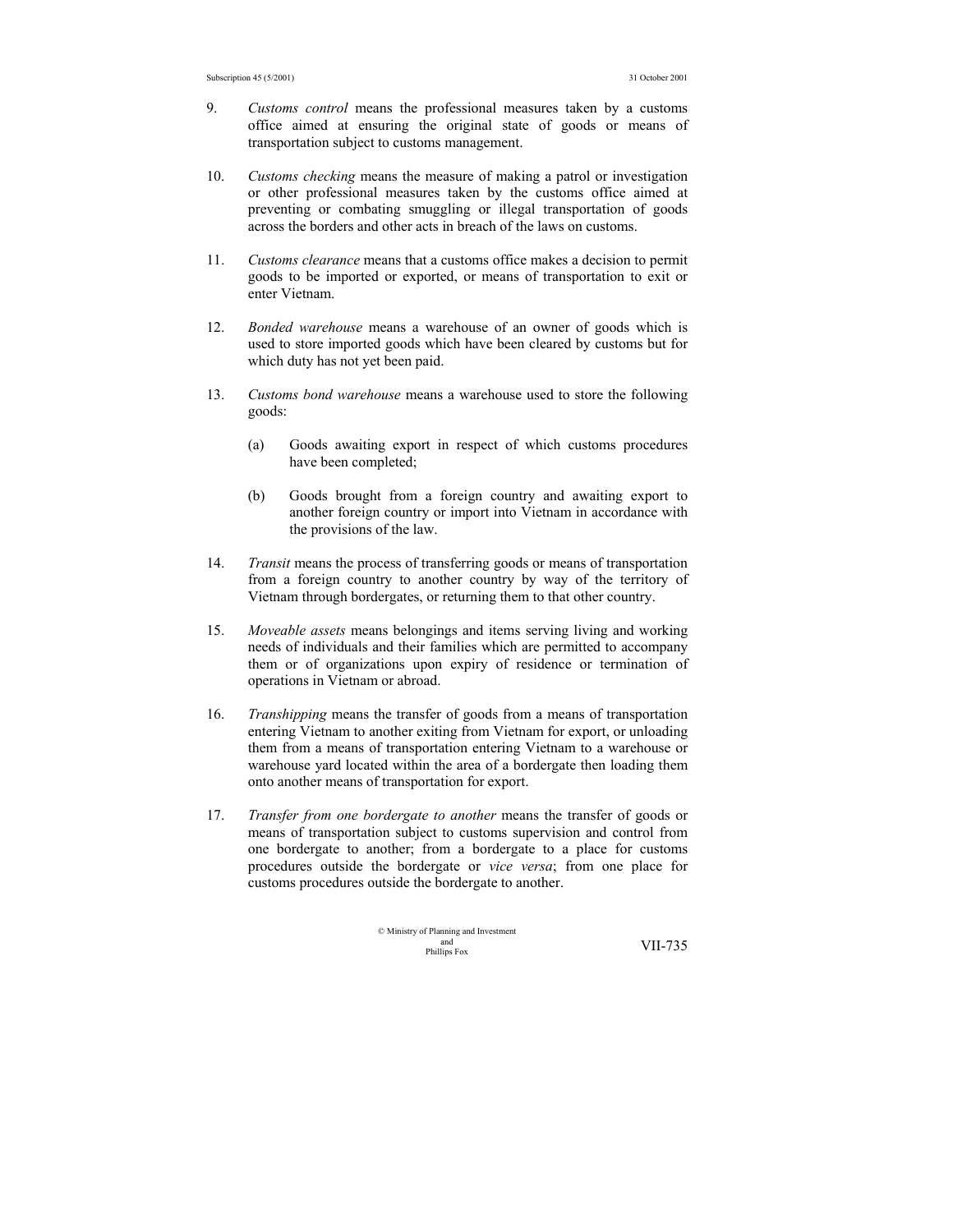9. *Customs control* means the professional measures taken by a customs office aimed at ensuring the original state of goods or means of transportation subject to customs management.

10. *Customs checking* means the measure of making a patrol or investigation or other professional measures taken by the customs office aimed at preventing or combating smuggling or illegal transportation of goods across the borders and other acts in breach of the laws on customs.

11. *Customs clearance* means that a customs office makes a decision to permit goods to be imported or exported, or means of transportation to exit or enter Vietnam.

12. *Bonded warehouse* means a warehouse of an owner of goods which is used to store imported goods which have been cleared by customs but for which duty has not yet been paid.

13. *Customs bond warehouse* means a warehouse used to store the following goods:

    (a) Goods awaiting export in respect of which customs procedures have been completed;

    (b) Goods brought from a foreign country and awaiting export to another foreign country or import into Vietnam in accordance with the provisions of the law.

14. *Transit* means the process of transferring goods or means of transportation from a foreign country to another country by way of the territory of Vietnam through bordergates, or returning them to that other country.

15. *Moveable assets* means belongings and items serving living and working needs of individuals and their families which are permitted to accompany them or of organizations upon expiry of residence or termination of operations in Vietnam or abroad.

16. *Transhipping* means the transfer of goods from a means of transportation entering Vietnam to another exiting from Vietnam for export, or unloading them from a means of transportation entering Vietnam to a warehouse or warehouse yard located within the area of a bordergate then loading them onto another means of transportation for export.

17. *Transfer from one bordergate to another* means the transfer of goods or means of transportation subject to customs supervision and control from one bordergate to another; from a bordergate to a place for customs procedures outside the bordergate or *vice versa*; from one place for customs procedures outside the bordergate to another.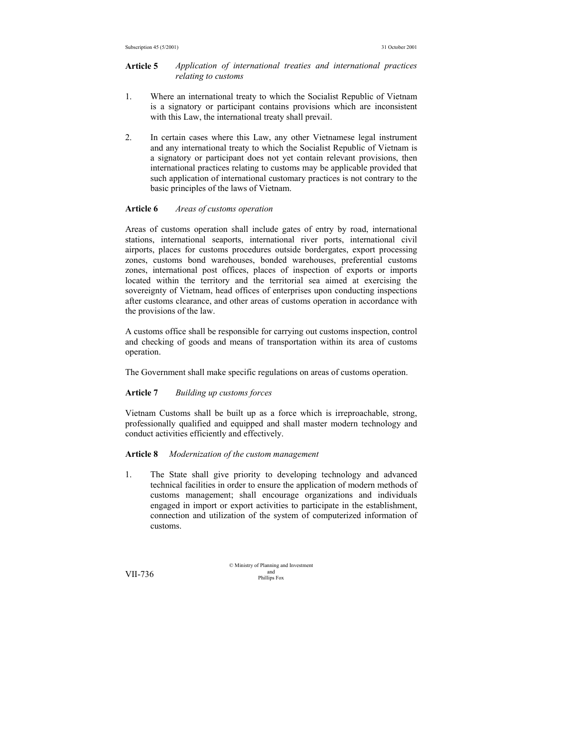**Article 5** *Application of international treaties and international practices relating to customs*

1. Where an international treaty to which the Socialist Republic of Vietnam is a signatory or participant contains provisions which are inconsistent with this Law, the international treaty shall prevail.

2. In certain cases where this Law, any other Vietnamese legal instrument and any international treaty to which the Socialist Republic of Vietnam is a signatory or participant does not yet contain relevant provisions, then international practices relating to customs may be applicable provided that such application of international customary practices is not contrary to the basic principles of the laws of Vietnam.

**Article 6** *Areas of customs operation*

Areas of customs operation shall include gates of entry by road, international stations, international seaports, international river ports, international civil airports, places for customs procedures outside bordergates, export processing zones, customs bond warehouses, bonded warehouses, preferential customs zones, international post offices, places of inspection of exports or imports located within the territory and the territorial sea aimed at exercising the sovereignty of Vietnam, head offices of enterprises upon conducting inspections after customs clearance, and other areas of customs operation in accordance with the provisions of the law.

A customs office shall be responsible for carrying out customs inspection, control and checking of goods and means of transportation within its area of customs operation.

The Government shall make specific regulations on areas of customs operation.

**Article 7** *Building up customs forces*

Vietnam Customs shall be built up as a force which is irreproachable, strong, professionally qualified and equipped and shall master modern technology and conduct activities efficiently and effectively.

**Article 8** *Modernization of the custom management*

1. The State shall give priority to developing technology and advanced technical facilities in order to ensure the application of modern methods of customs management; shall encourage organizations and individuals engaged in import or export activities to participate in the establishment, connection and utilization of the system of computerized information of customs.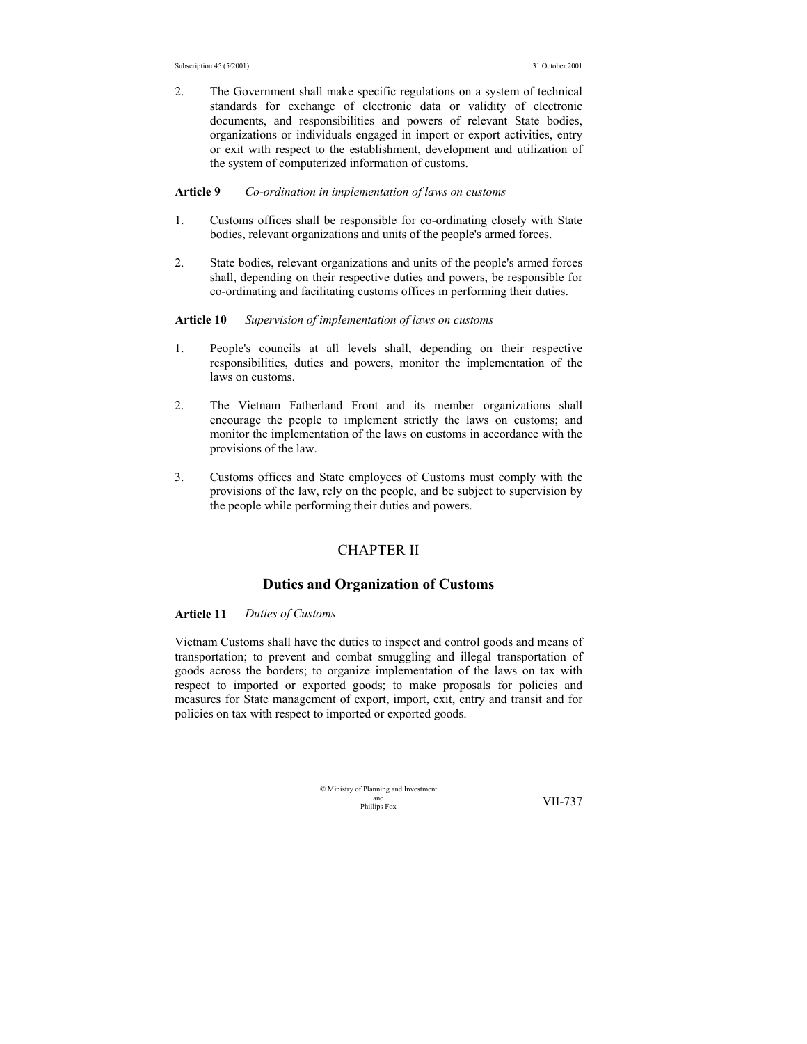2. The Government shall make specific regulations on a system of technical standards for exchange of electronic data or validity of electronic documents, and responsibilities and powers of relevant State bodies, organizations or individuals engaged in import or export activities, entry or exit with respect to the establishment, development and utilization of the system of computerized information of customs.

**Article 9** *Co-ordination in implementation of laws on customs*

1. Customs offices shall be responsible for co-ordinating closely with State bodies, relevant organizations and units of the people's armed forces.

2. State bodies, relevant organizations and units of the people's armed forces shall, depending on their respective duties and powers, be responsible for co-ordinating and facilitating customs offices in performing their duties.

**Article 10** *Supervision of implementation of laws on customs*

1. People's councils at all levels shall, depending on their respective responsibilities, duties and powers, monitor the implementation of the laws on customs.

2. The Vietnam Fatherland Front and its member organizations shall encourage the people to implement strictly the laws on customs; and monitor the implementation of the laws on customs in accordance with the provisions of the law.

3. Customs offices and State employees of Customs must comply with the provisions of the law, rely on the people, and be subject to supervision by the people while performing their duties and powers.

## CHAPTER II

## Duties and Organization of Customs

**Article 11** *Duties of Customs*

Vietnam Customs shall have the duties to inspect and control goods and means of transportation; to prevent and combat smuggling and illegal transportation of goods across the borders; to organize implementation of the laws on tax with respect to imported or exported goods; to make proposals for policies and measures for State management of export, import, exit, entry and transit and for policies on tax with respect to imported or exported goods.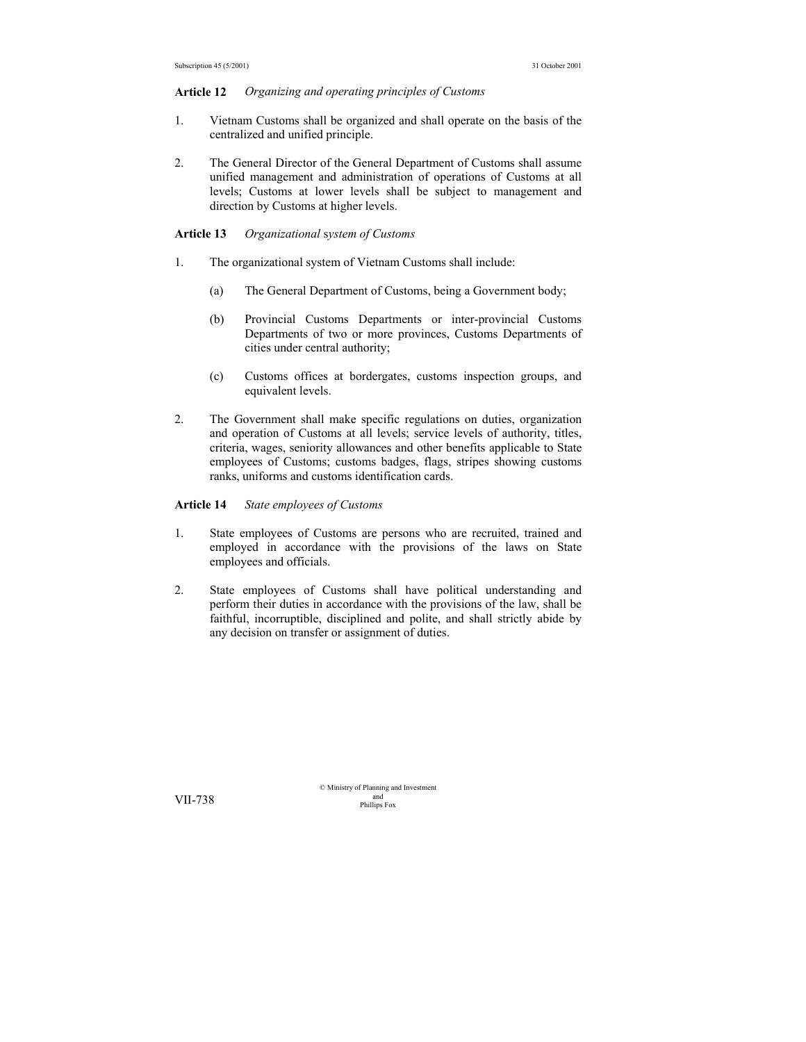**Article 12** *Organizing and operating principles of Customs*

1. Vietnam Customs shall be organized and shall operate on the basis of the centralized and unified principle.

2. The General Director of the General Department of Customs shall assume unified management and administration of operations of Customs at all levels; Customs at lower levels shall be subject to management and direction by Customs at higher levels.

**Article 13** *Organizational system of Customs*

1. The organizational system of Vietnam Customs shall include:

   (a) The General Department of Customs, being a Government body;

   (b) Provincial Customs Departments or inter-provincial Customs Departments of two or more provinces, Customs Departments of cities under central authority;

   (c) Customs offices at bordergates, customs inspection groups, and equivalent levels.

2. The Government shall make specific regulations on duties, organization and operation of Customs at all levels; service levels of authority, titles, criteria, wages, seniority allowances and other benefits applicable to State employees of Customs; customs badges, flags, stripes showing customs ranks, uniforms and customs identification cards.

**Article 14** *State employees of Customs*

1. State employees of Customs are persons who are recruited, trained and employed in accordance with the provisions of the laws on State employees and officials.

2. State employees of Customs shall have political understanding and perform their duties in accordance with the provisions of the law, shall be faithful, incorruptible, disciplined and polite, and shall strictly abide by any decision on transfer or assignment of duties.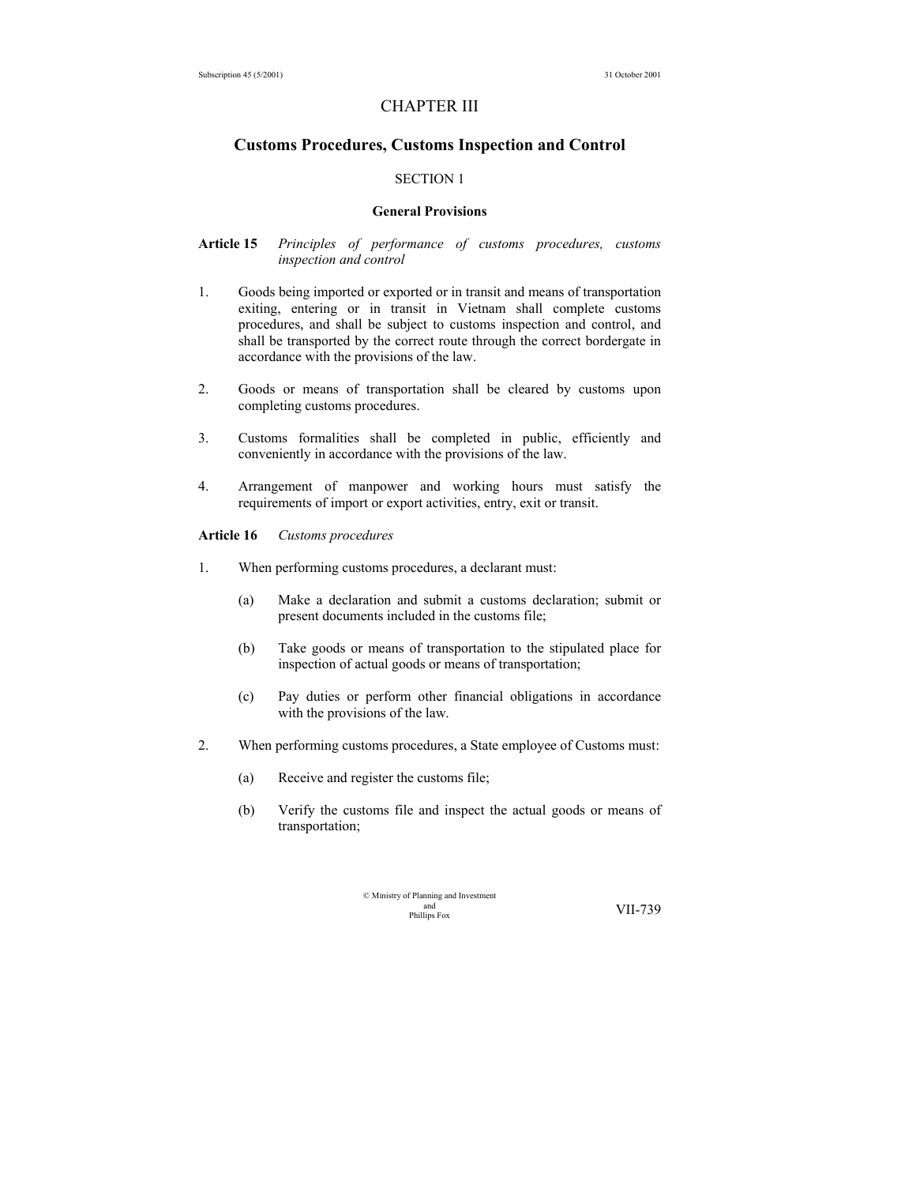# CHAPTER III

## Customs Procedures, Customs Inspection and Control

### SECTION 1

### General Provisions

**Article 15** *Principles of performance of customs procedures, customs inspection and control*

1. Goods being imported or exported or in transit and means of transportation exiting, entering or in transit in Vietnam shall complete customs procedures, and shall be subject to customs inspection and control, and shall be transported by the correct route through the correct bordergate in accordance with the provisions of the law.

2. Goods or means of transportation shall be cleared by customs upon completing customs procedures.

3. Customs formalities shall be completed in public, efficiently and conveniently in accordance with the provisions of the law.

4. Arrangement of manpower and working hours must satisfy the requirements of import or export activities, entry, exit or transit.

**Article 16** *Customs procedures*

1. When performing customs procedures, a declarant must:

   (a) Make a declaration and submit a customs declaration; submit or present documents included in the customs file;

   (b) Take goods or means of transportation to the stipulated place for inspection of actual goods or means of transportation;

   (c) Pay duties or perform other financial obligations in accordance with the provisions of the law.

2. When performing customs procedures, a State employee of Customs must:

   (a) Receive and register the customs file;

   (b) Verify the customs file and inspect the actual goods or means of transportation;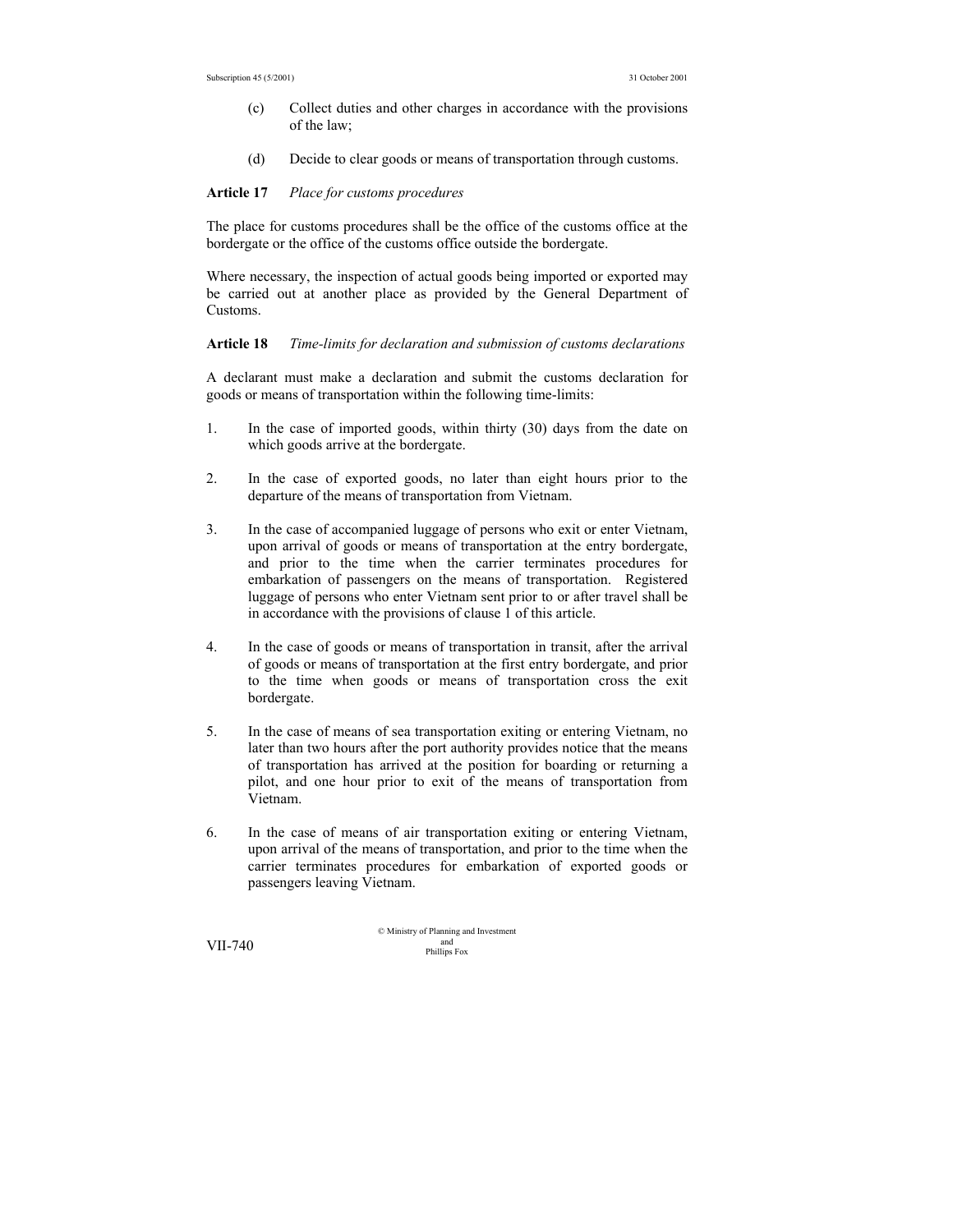(c) Collect duties and other charges in accordance with the provisions of the law;

(d) Decide to clear goods or means of transportation through customs.

**Article 17** *Place for customs procedures*

The place for customs procedures shall be the office of the customs office at the bordergate or the office of the customs office outside the bordergate.

Where necessary, the inspection of actual goods being imported or exported may be carried out at another place as provided by the General Department of Customs.

**Article 18** *Time-limits for declaration and submission of customs declarations*

A declarant must make a declaration and submit the customs declaration for goods or means of transportation within the following time-limits:

1. In the case of imported goods, within thirty (30) days from the date on which goods arrive at the bordergate.

2. In the case of exported goods, no later than eight hours prior to the departure of the means of transportation from Vietnam.

3. In the case of accompanied luggage of persons who exit or enter Vietnam, upon arrival of goods or means of transportation at the entry bordergate, and prior to the time when the carrier terminates procedures for embarkation of passengers on the means of transportation. Registered luggage of persons who enter Vietnam sent prior to or after travel shall be in accordance with the provisions of clause 1 of this article.

4. In the case of goods or means of transportation in transit, after the arrival of goods or means of transportation at the first entry bordergate, and prior to the time when goods or means of transportation cross the exit bordergate.

5. In the case of means of sea transportation exiting or entering Vietnam, no later than two hours after the port authority provides notice that the means of transportation has arrived at the position for boarding or returning a pilot, and one hour prior to exit of the means of transportation from Vietnam.

6. In the case of means of air transportation exiting or entering Vietnam, upon arrival of the means of transportation, and prior to the time when the carrier terminates procedures for embarkation of exported goods or passengers leaving Vietnam.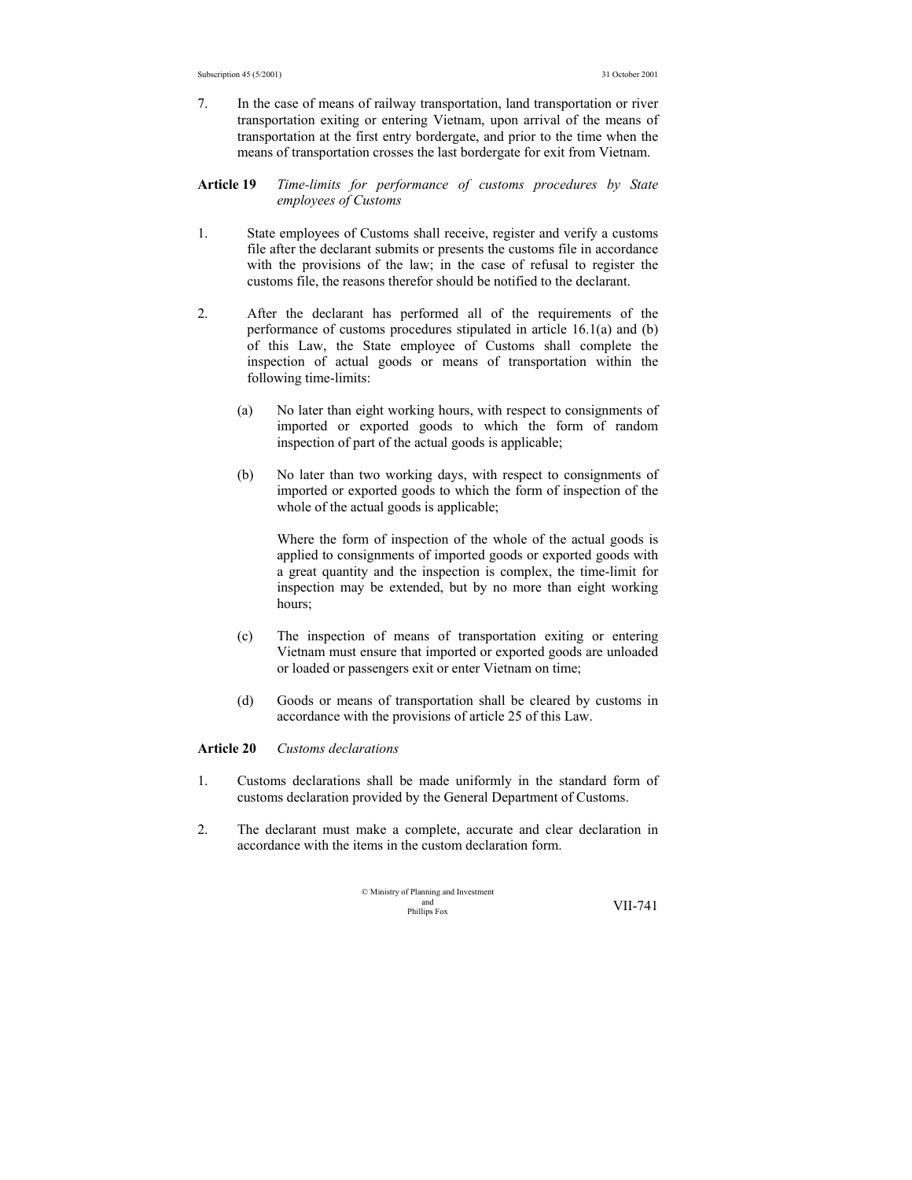7. In the case of means of railway transportation, land transportation or river transportation exiting or entering Vietnam, upon arrival of the means of transportation at the first entry bordergate, and prior to the time when the means of transportation crosses the last bordergate for exit from Vietnam.

**Article 19** *Time-limits for performance of customs procedures by State employees of Customs*

1. State employees of Customs shall receive, register and verify a customs file after the declarant submits or presents the customs file in accordance with the provisions of the law; in the case of refusal to register the customs file, the reasons therefor should be notified to the declarant.

2. After the declarant has performed all of the requirements of the performance of customs procedures stipulated in article 16.1(a) and (b) of this Law, the State employee of Customs shall complete the inspection of actual goods or means of transportation within the following time-limits:

   (a) No later than eight working hours, with respect to consignments of imported or exported goods to which the form of random inspection of part of the actual goods is applicable;

   (b) No later than two working days, with respect to consignments of imported or exported goods to which the form of inspection of the whole of the actual goods is applicable;

   Where the form of inspection of the whole of the actual goods is applied to consignments of imported goods or exported goods with a great quantity and the inspection is complex, the time-limit for inspection may be extended, but by no more than eight working hours;

   (c) The inspection of means of transportation exiting or entering Vietnam must ensure that imported or exported goods are unloaded or loaded or passengers exit or enter Vietnam on time;

   (d) Goods or means of transportation shall be cleared by customs in accordance with the provisions of article 25 of this Law.

**Article 20** *Customs declarations*

1. Customs declarations shall be made uniformly in the standard form of customs declaration provided by the General Department of Customs.

2. The declarant must make a complete, accurate and clear declaration in accordance with the items in the custom declaration form.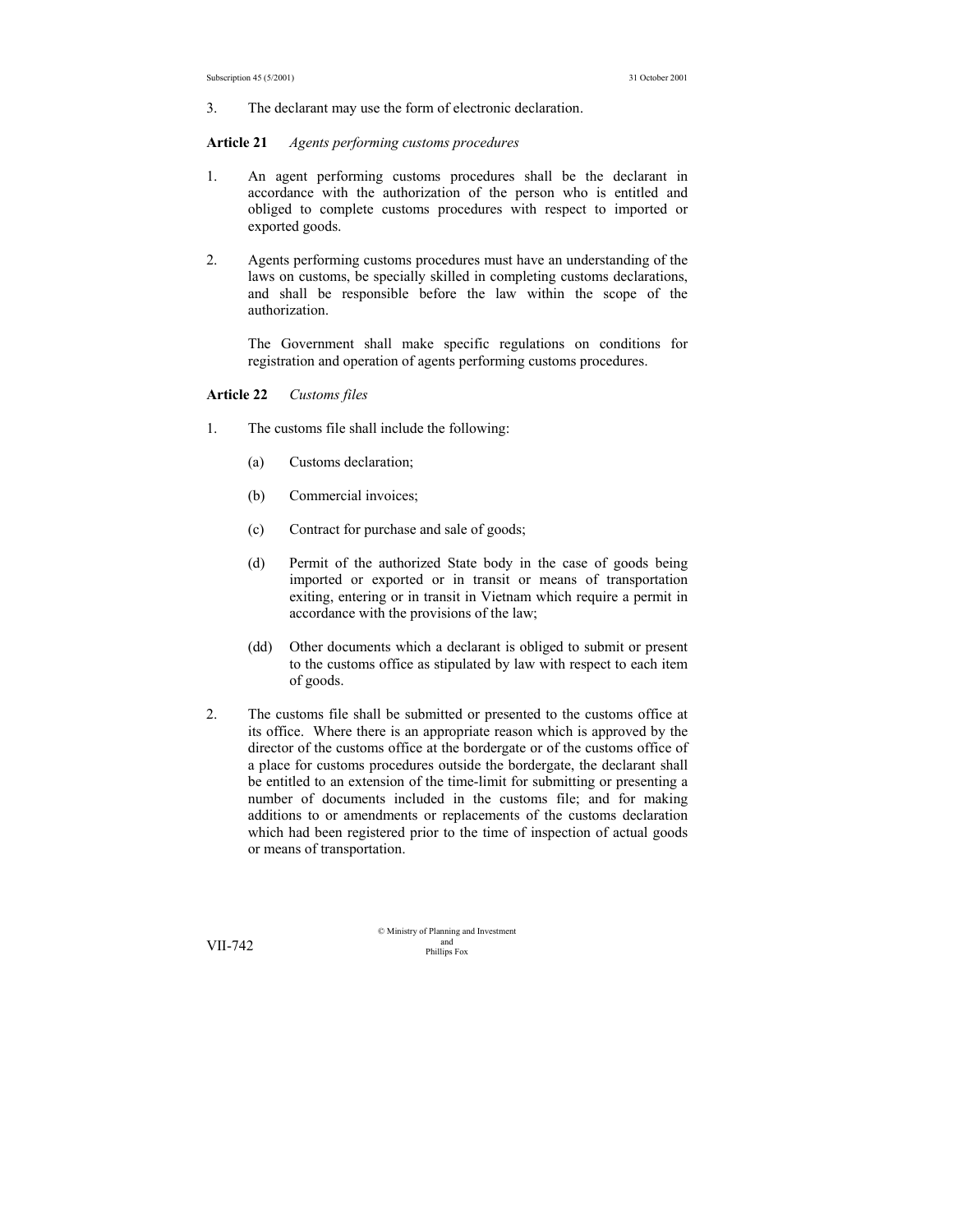3. The declarant may use the form of electronic declaration.

**Article 21** *Agents performing customs procedures*

1. An agent performing customs procedures shall be the declarant in accordance with the authorization of the person who is entitled and obliged to complete customs procedures with respect to imported or exported goods.

2. Agents performing customs procedures must have an understanding of the laws on customs, be specially skilled in completing customs declarations, and shall be responsible before the law within the scope of the authorization.

   The Government shall make specific regulations on conditions for registration and operation of agents performing customs procedures.

**Article 22** *Customs files*

1. The customs file shall include the following:

   (a) Customs declaration;

   (b) Commercial invoices;

   (c) Contract for purchase and sale of goods;

   (d) Permit of the authorized State body in the case of goods being imported or exported or in transit or means of transportation exiting, entering or in transit in Vietnam which require a permit in accordance with the provisions of the law;

   (dd) Other documents which a declarant is obliged to submit or present to the customs office as stipulated by law with respect to each item of goods.

2. The customs file shall be submitted or presented to the customs office at its office. Where there is an appropriate reason which is approved by the director of the customs office at the bordergate or of the customs office of a place for customs procedures outside the bordergate, the declarant shall be entitled to an extension of the time-limit for submitting or presenting a number of documents included in the customs file; and for making additions to or amendments or replacements of the customs declaration which had been registered prior to the time of inspection of actual goods or means of transportation.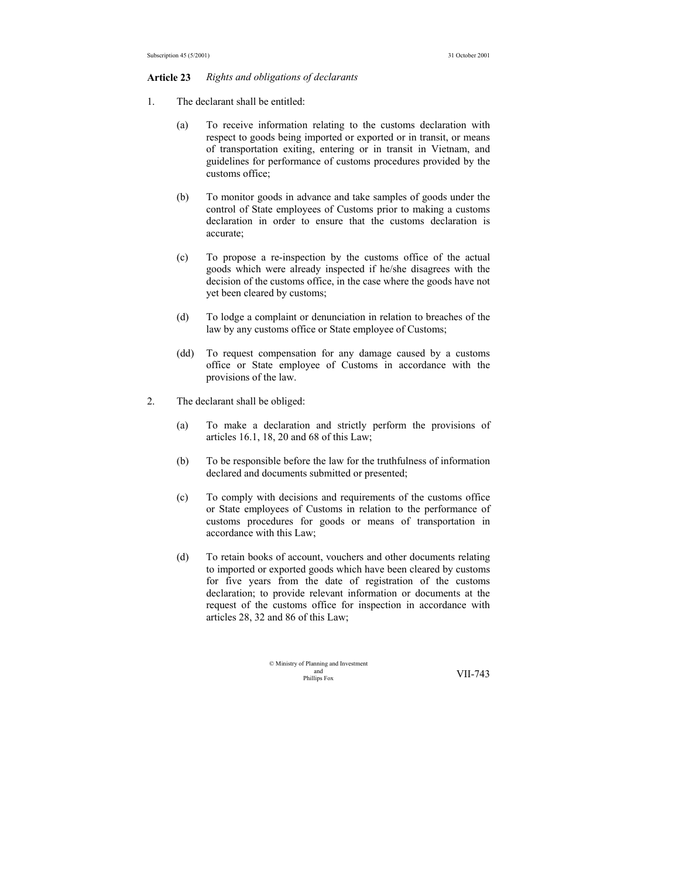**Article 23** *Rights and obligations of declarants*

1. The declarant shall be entitled:

   (a) To receive information relating to the customs declaration with respect to goods being imported or exported or in transit, or means of transportation exiting, entering or in transit in Vietnam, and guidelines for performance of customs procedures provided by the customs office;

   (b) To monitor goods in advance and take samples of goods under the control of State employees of Customs prior to making a customs declaration in order to ensure that the customs declaration is accurate;

   (c) To propose a re-inspection by the customs office of the actual goods which were already inspected if he/she disagrees with the decision of the customs office, in the case where the goods have not yet been cleared by customs;

   (d) To lodge a complaint or denunciation in relation to breaches of the law by any customs office or State employee of Customs;

   (dd) To request compensation for any damage caused by a customs office or State employee of Customs in accordance with the provisions of the law.

2. The declarant shall be obliged:

   (a) To make a declaration and strictly perform the provisions of articles 16.1, 18, 20 and 68 of this Law;

   (b) To be responsible before the law for the truthfulness of information declared and documents submitted or presented;

   (c) To comply with decisions and requirements of the customs office or State employees of Customs in relation to the performance of customs procedures for goods or means of transportation in accordance with this Law;

   (d) To retain books of account, vouchers and other documents relating to imported or exported goods which have been cleared by customs for five years from the date of registration of the customs declaration; to provide relevant information or documents at the request of the customs office for inspection in accordance with articles 28, 32 and 86 of this Law;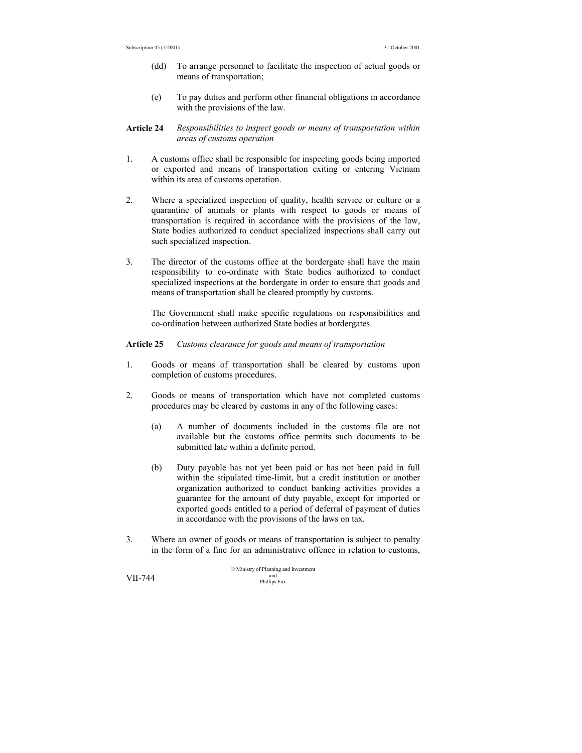(dd) To arrange personnel to facilitate the inspection of actual goods or means of transportation;

(e) To pay duties and perform other financial obligations in accordance with the provisions of the law.

**Article 24** *Responsibilities to inspect goods or means of transportation within areas of customs operation*

1. A customs office shall be responsible for inspecting goods being imported or exported and means of transportation exiting or entering Vietnam within its area of customs operation.

2. Where a specialized inspection of quality, health service or culture or a quarantine of animals or plants with respect to goods or means of transportation is required in accordance with the provisions of the law, State bodies authorized to conduct specialized inspections shall carry out such specialized inspection.

3. The director of the customs office at the bordergate shall have the main responsibility to co-ordinate with State bodies authorized to conduct specialized inspections at the bordergate in order to ensure that goods and means of transportation shall be cleared promptly by customs.

   The Government shall make specific regulations on responsibilities and co-ordination between authorized State bodies at bordergates.

**Article 25** *Customs clearance for goods and means of transportation*

1. Goods or means of transportation shall be cleared by customs upon completion of customs procedures.

2. Goods or means of transportation which have not completed customs procedures may be cleared by customs in any of the following cases:

   (a) A number of documents included in the customs file are not available but the customs office permits such documents to be submitted late within a definite period.

   (b) Duty payable has not yet been paid or has not been paid in full within the stipulated time-limit, but a credit institution or another organization authorized to conduct banking activities provides a guarantee for the amount of duty payable, except for imported or exported goods entitled to a period of deferral of payment of duties in accordance with the provisions of the laws on tax.

3. Where an owner of goods or means of transportation is subject to penalty in the form of a fine for an administrative offence in relation to customs,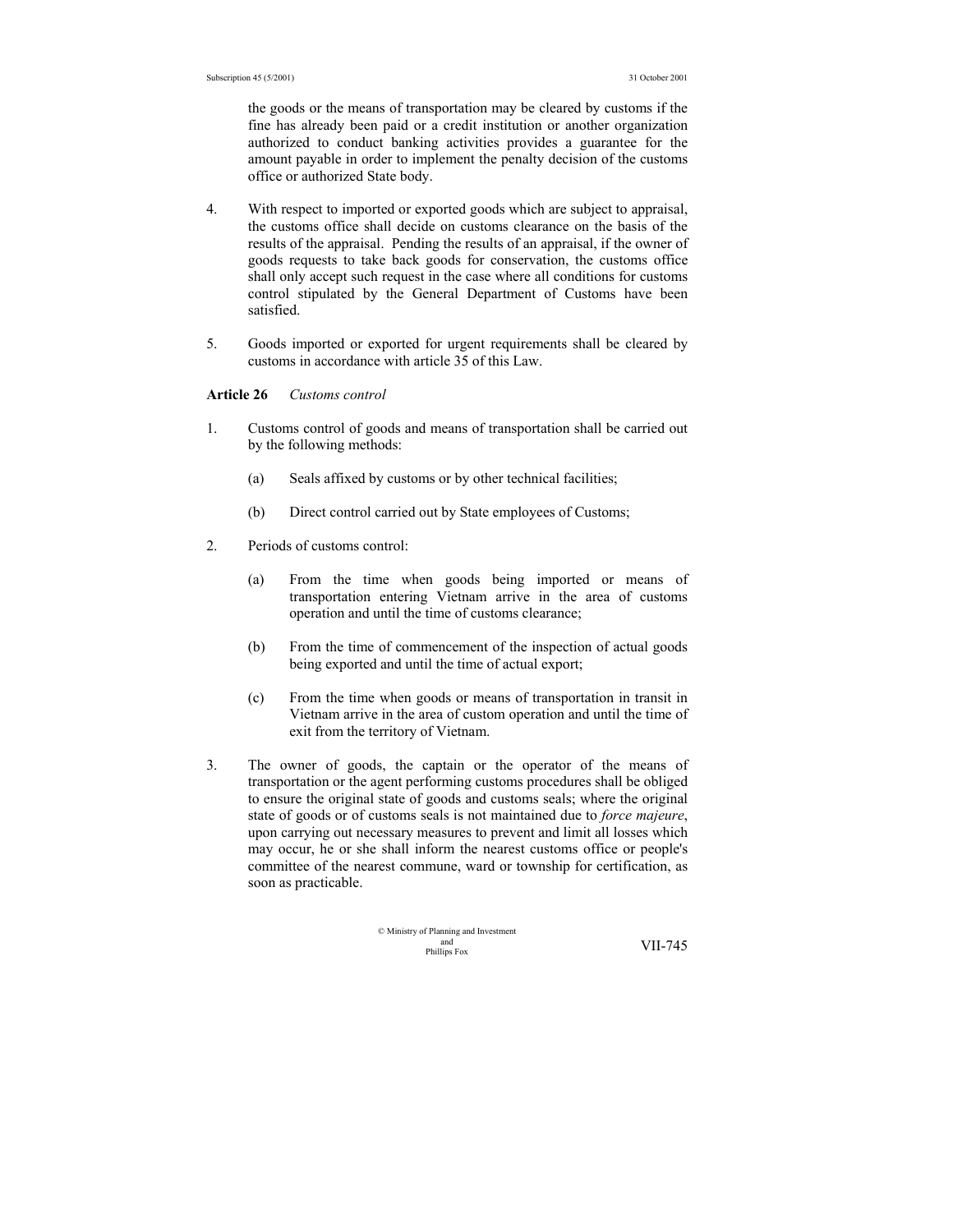the goods or the means of transportation may be cleared by customs if the fine has already been paid or a credit institution or another organization authorized to conduct banking activities provides a guarantee for the amount payable in order to implement the penalty decision of the customs office or authorized State body.

4. With respect to imported or exported goods which are subject to appraisal, the customs office shall decide on customs clearance on the basis of the results of the appraisal. Pending the results of an appraisal, if the owner of goods requests to take back goods for conservation, the customs office shall only accept such request in the case where all conditions for customs control stipulated by the General Department of Customs have been satisfied.

5. Goods imported or exported for urgent requirements shall be cleared by customs in accordance with article 35 of this Law.

**Article 26** *Customs control*

1. Customs control of goods and means of transportation shall be carried out by the following methods:

   (a) Seals affixed by customs or by other technical facilities;

   (b) Direct control carried out by State employees of Customs;

2. Periods of customs control:

   (a) From the time when goods being imported or means of transportation entering Vietnam arrive in the area of customs operation and until the time of customs clearance;

   (b) From the time of commencement of the inspection of actual goods being exported and until the time of actual export;

   (c) From the time when goods or means of transportation in transit in Vietnam arrive in the area of custom operation and until the time of exit from the territory of Vietnam.

3. The owner of goods, the captain or the operator of the means of transportation or the agent performing customs procedures shall be obliged to ensure the original state of goods and customs seals; where the original state of goods or of customs seals is not maintained due to *force majeure*, upon carrying out necessary measures to prevent and limit all losses which may occur, he or she shall inform the nearest customs office or people's committee of the nearest commune, ward or township for certification, as soon as practicable.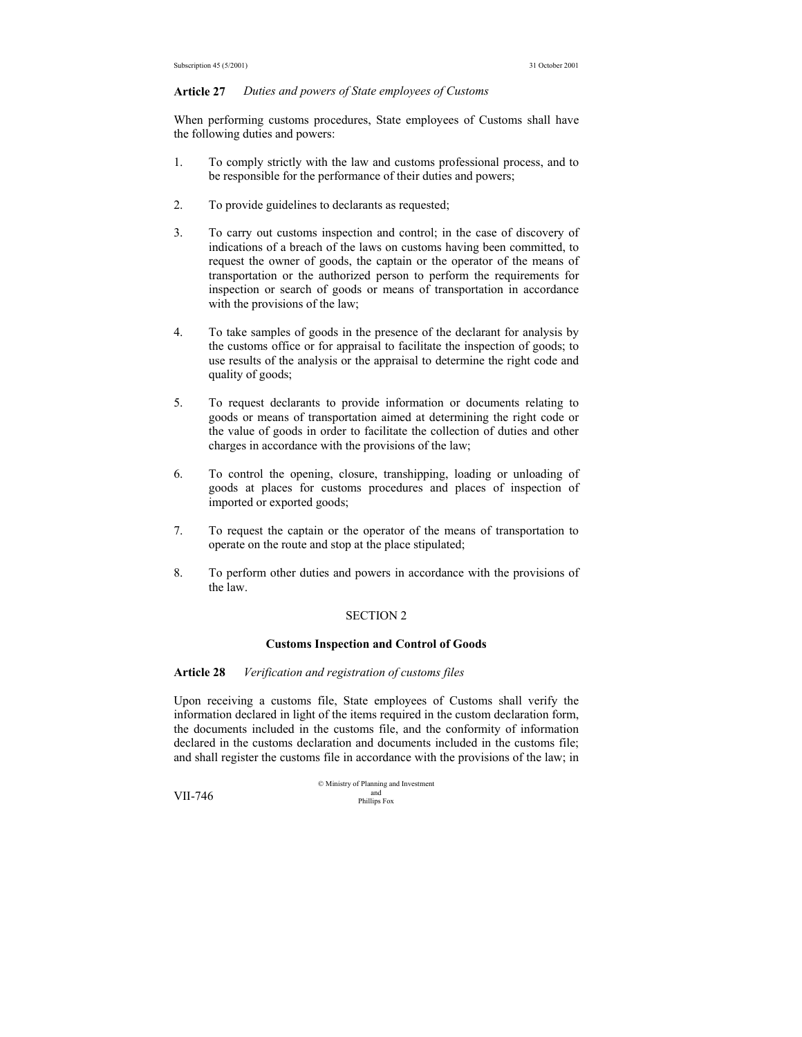**Article 27** *Duties and powers of State employees of Customs*

When performing customs procedures, State employees of Customs shall have the following duties and powers:

1. To comply strictly with the law and customs professional process, and to be responsible for the performance of their duties and powers;

2. To provide guidelines to declarants as requested;

3. To carry out customs inspection and control; in the case of discovery of indications of a breach of the laws on customs having been committed, to request the owner of goods, the captain or the operator of the means of transportation or the authorized person to perform the requirements for inspection or search of goods or means of transportation in accordance with the provisions of the law;

4. To take samples of goods in the presence of the declarant for analysis by the customs office or for appraisal to facilitate the inspection of goods; to use results of the analysis or the appraisal to determine the right code and quality of goods;

5. To request declarants to provide information or documents relating to goods or means of transportation aimed at determining the right code or the value of goods in order to facilitate the collection of duties and other charges in accordance with the provisions of the law;

6. To control the opening, closure, transhipping, loading or unloading of goods at places for customs procedures and places of inspection of imported or exported goods;

7. To request the captain or the operator of the means of transportation to operate on the route and stop at the place stipulated;

8. To perform other duties and powers in accordance with the provisions of the law.

## SECTION 2

## Customs Inspection and Control of Goods

**Article 28** *Verification and registration of customs files*

Upon receiving a customs file, State employees of Customs shall verify the information declared in light of the items required in the custom declaration form, the documents included in the customs file, and the conformity of information declared in the customs declaration and documents included in the customs file; and shall register the customs file in accordance with the provisions of the law; in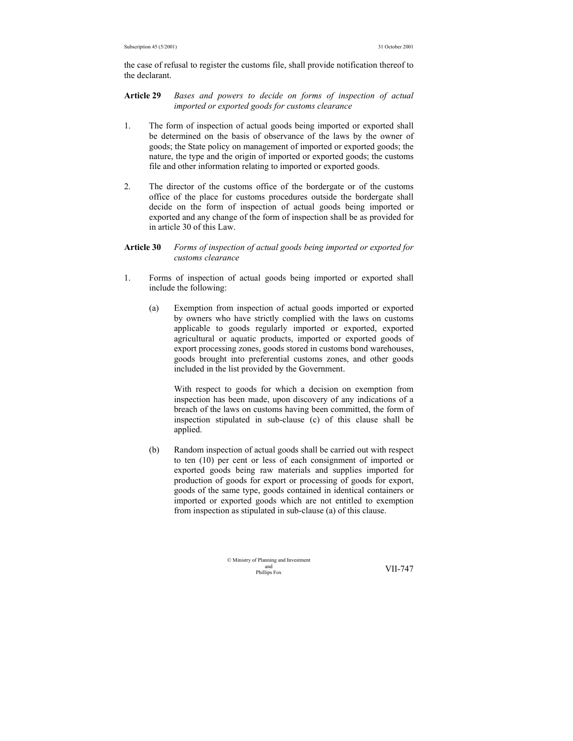the case of refusal to register the customs file, shall provide notification thereof to the declarant.

**Article 29** *Bases and powers to decide on forms of inspection of actual imported or exported goods for customs clearance*

1. The form of inspection of actual goods being imported or exported shall be determined on the basis of observance of the laws by the owner of goods; the State policy on management of imported or exported goods; the nature, the type and the origin of imported or exported goods; the customs file and other information relating to imported or exported goods.

2. The director of the customs office of the bordergate or of the customs office of the place for customs procedures outside the bordergate shall decide on the form of inspection of actual goods being imported or exported and any change of the form of inspection shall be as provided for in article 30 of this Law.

**Article 30** *Forms of inspection of actual goods being imported or exported for customs clearance*

1. Forms of inspection of actual goods being imported or exported shall include the following:

   (a) Exemption from inspection of actual goods imported or exported by owners who have strictly complied with the laws on customs applicable to goods regularly imported or exported, exported agricultural or aquatic products, imported or exported goods of export processing zones, goods stored in customs bond warehouses, goods brought into preferential customs zones, and other goods included in the list provided by the Government.

   With respect to goods for which a decision on exemption from inspection has been made, upon discovery of any indications of a breach of the laws on customs having been committed, the form of inspection stipulated in sub-clause (c) of this clause shall be applied.

   (b) Random inspection of actual goods shall be carried out with respect to ten (10) per cent or less of each consignment of imported or exported goods being raw materials and supplies imported for production of goods for export or processing of goods for export, goods of the same type, goods contained in identical containers or imported or exported goods which are not entitled to exemption from inspection as stipulated in sub-clause (a) of this clause.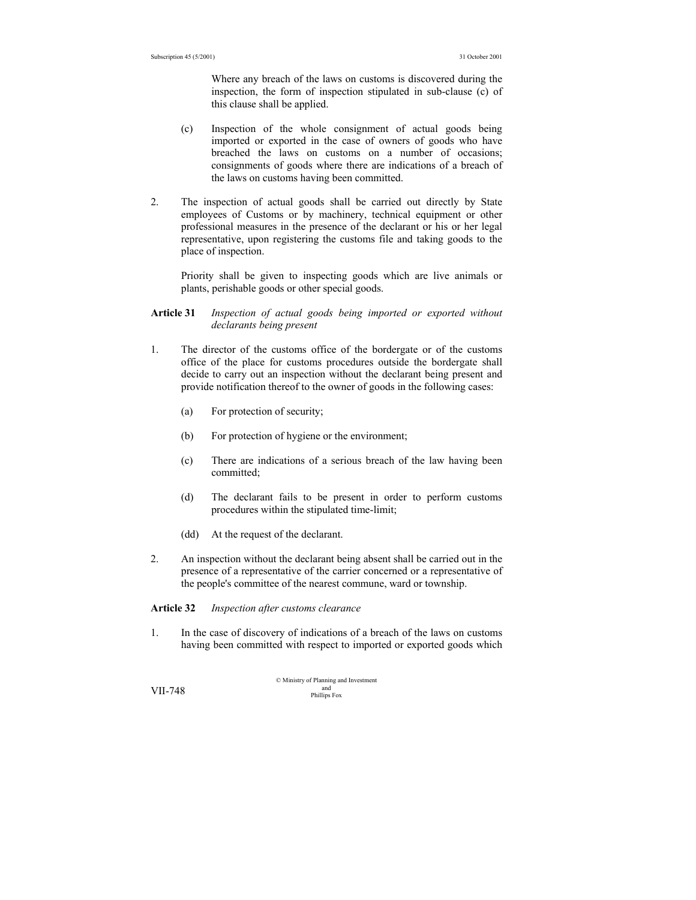Where any breach of the laws on customs is discovered during the inspection, the form of inspection stipulated in sub-clause (c) of this clause shall be applied.

(c) Inspection of the whole consignment of actual goods being imported or exported in the case of owners of goods who have breached the laws on customs on a number of occasions; consignments of goods where there are indications of a breach of the laws on customs having been committed.

2. The inspection of actual goods shall be carried out directly by State employees of Customs or by machinery, technical equipment or other professional measures in the presence of the declarant or his or her legal representative, upon registering the customs file and taking goods to the place of inspection.

Priority shall be given to inspecting goods which are live animals or plants, perishable goods or other special goods.

**Article 31** *Inspection of actual goods being imported or exported without declarants being present*

1. The director of the customs office of the bordergate or of the customs office of the place for customs procedures outside the bordergate shall decide to carry out an inspection without the declarant being present and provide notification thereof to the owner of goods in the following cases:

(a) For protection of security;

(b) For protection of hygiene or the environment;

(c) There are indications of a serious breach of the law having been committed;

(d) The declarant fails to be present in order to perform customs procedures within the stipulated time-limit;

(dd) At the request of the declarant.

2. An inspection without the declarant being absent shall be carried out in the presence of a representative of the carrier concerned or a representative of the people's committee of the nearest commune, ward or township.

**Article 32** *Inspection after customs clearance*

1. In the case of discovery of indications of a breach of the laws on customs having been committed with respect to imported or exported goods which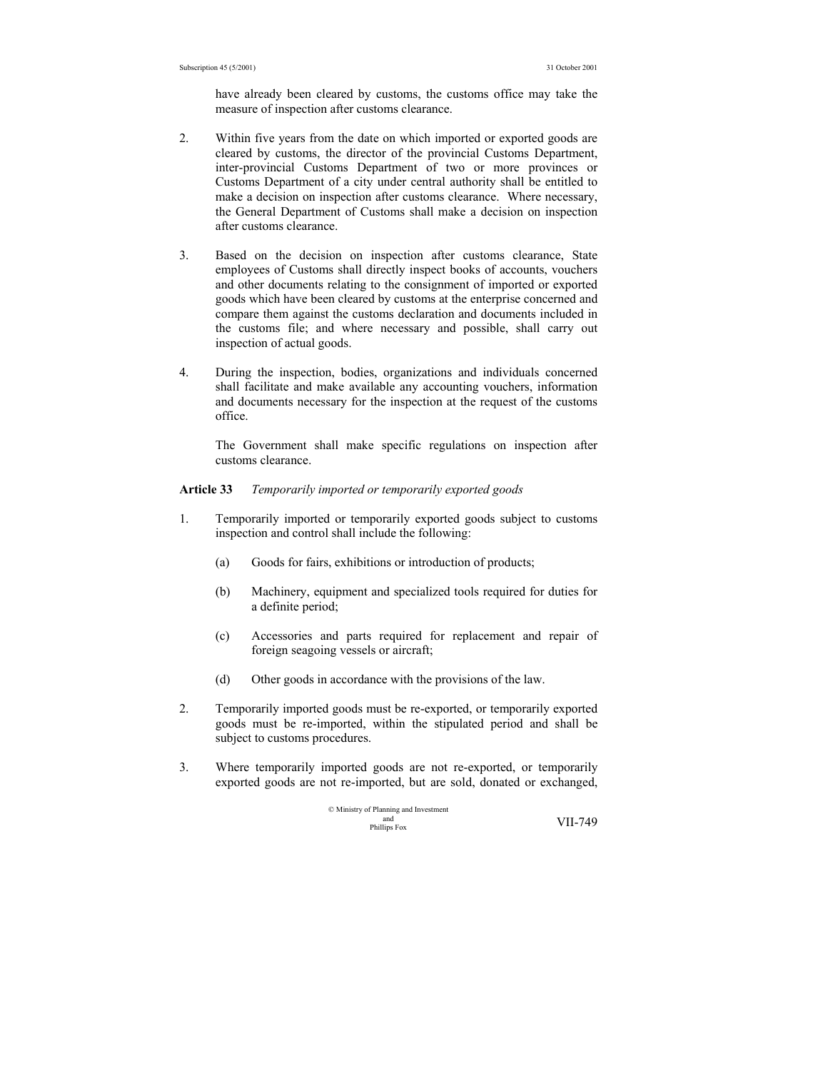have already been cleared by customs, the customs office may take the measure of inspection after customs clearance.

2. Within five years from the date on which imported or exported goods are cleared by customs, the director of the provincial Customs Department, inter-provincial Customs Department of two or more provinces or Customs Department of a city under central authority shall be entitled to make a decision on inspection after customs clearance. Where necessary, the General Department of Customs shall make a decision on inspection after customs clearance.

3. Based on the decision on inspection after customs clearance, State employees of Customs shall directly inspect books of accounts, vouchers and other documents relating to the consignment of imported or exported goods which have been cleared by customs at the enterprise concerned and compare them against the customs declaration and documents included in the customs file; and where necessary and possible, shall carry out inspection of actual goods.

4. During the inspection, bodies, organizations and individuals concerned shall facilitate and make available any accounting vouchers, information and documents necessary for the inspection at the request of the customs office.

   The Government shall make specific regulations on inspection after customs clearance.

**Article 33** *Temporarily imported or temporarily exported goods*

1. Temporarily imported or temporarily exported goods subject to customs inspection and control shall include the following:

   (a) Goods for fairs, exhibitions or introduction of products;

   (b) Machinery, equipment and specialized tools required for duties for a definite period;

   (c) Accessories and parts required for replacement and repair of foreign seagoing vessels or aircraft;

   (d) Other goods in accordance with the provisions of the law.

2. Temporarily imported goods must be re-exported, or temporarily exported goods must be re-imported, within the stipulated period and shall be subject to customs procedures.

3. Where temporarily imported goods are not re-exported, or temporarily exported goods are not re-imported, but are sold, donated or exchanged,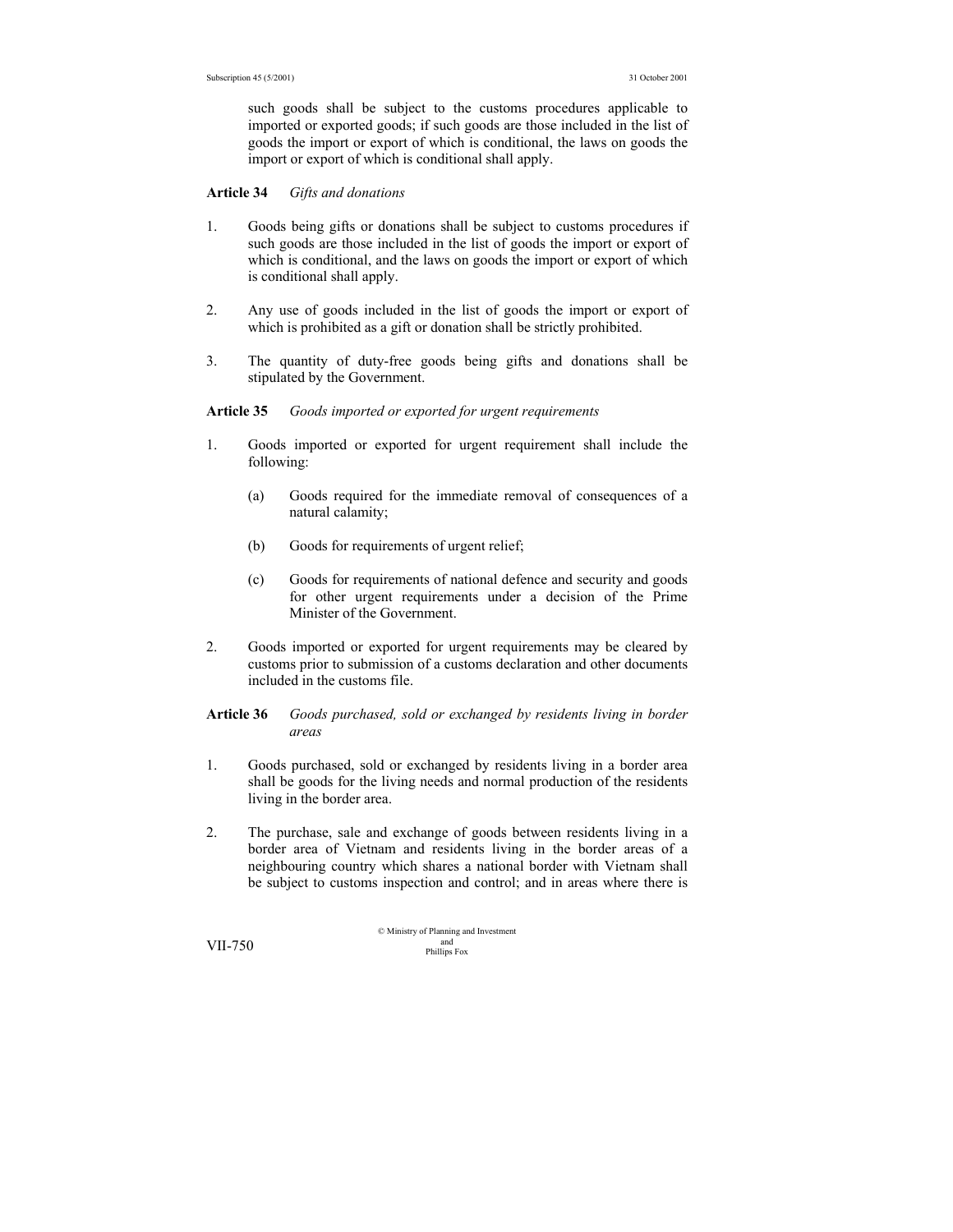such goods shall be subject to the customs procedures applicable to imported or exported goods; if such goods are those included in the list of goods the import or export of which is conditional, the laws on goods the import or export of which is conditional shall apply.

**Article 34** *Gifts and donations*

1. Goods being gifts or donations shall be subject to customs procedures if such goods are those included in the list of goods the import or export of which is conditional, and the laws on goods the import or export of which is conditional shall apply.

2. Any use of goods included in the list of goods the import or export of which is prohibited as a gift or donation shall be strictly prohibited.

3. The quantity of duty-free goods being gifts and donations shall be stipulated by the Government.

**Article 35** *Goods imported or exported for urgent requirements*

1. Goods imported or exported for urgent requirement shall include the following:

   (a) Goods required for the immediate removal of consequences of a natural calamity;

   (b) Goods for requirements of urgent relief;

   (c) Goods for requirements of national defence and security and goods for other urgent requirements under a decision of the Prime Minister of the Government.

2. Goods imported or exported for urgent requirements may be cleared by customs prior to submission of a customs declaration and other documents included in the customs file.

**Article 36** *Goods purchased, sold or exchanged by residents living in border areas*

1. Goods purchased, sold or exchanged by residents living in a border area shall be goods for the living needs and normal production of the residents living in the border area.

2. The purchase, sale and exchange of goods between residents living in a border area of Vietnam and residents living in the border areas of a neighbouring country which shares a national border with Vietnam shall be subject to customs inspection and control; and in areas where there is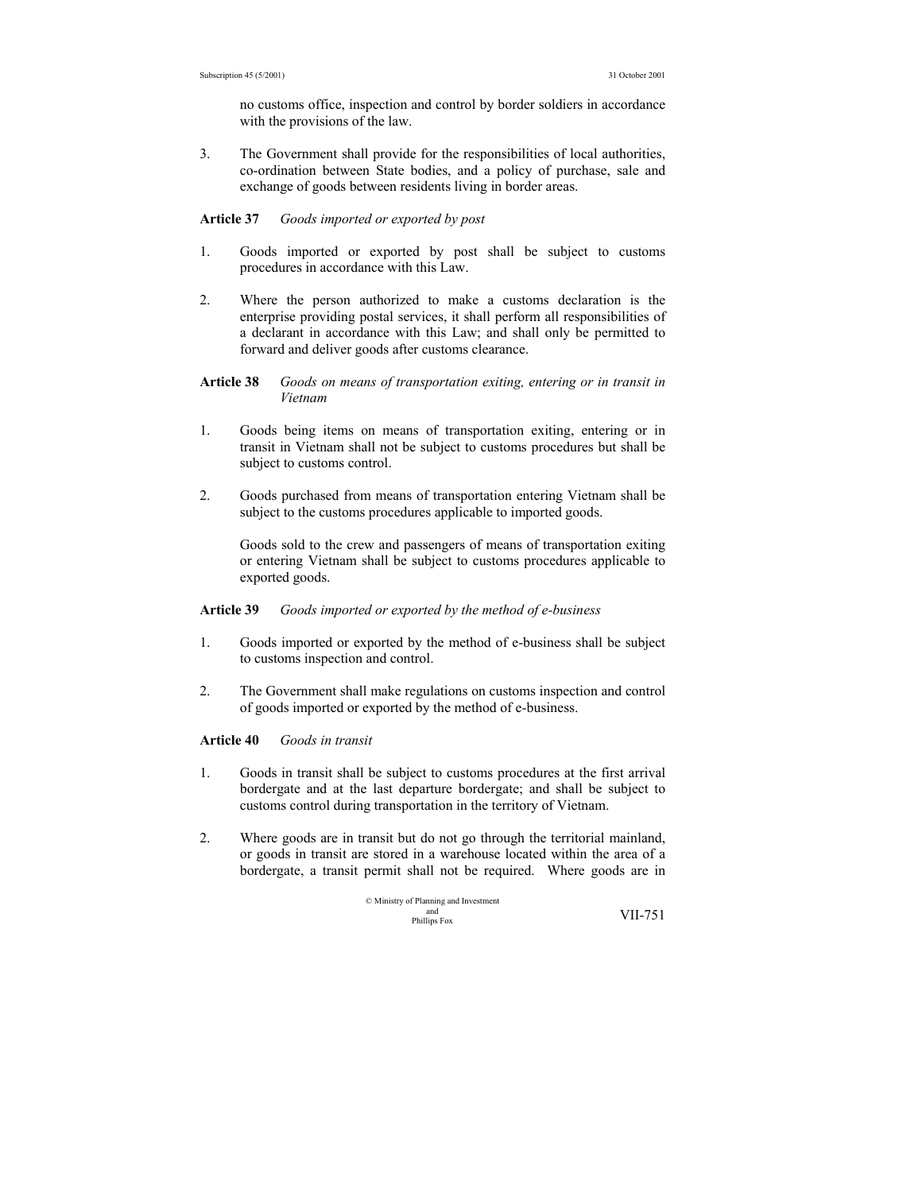no customs office, inspection and control by border soldiers in accordance with the provisions of the law.

3. The Government shall provide for the responsibilities of local authorities, co-ordination between State bodies, and a policy of purchase, sale and exchange of goods between residents living in border areas.

**Article 37** *Goods imported or exported by post*

1. Goods imported or exported by post shall be subject to customs procedures in accordance with this Law.

2. Where the person authorized to make a customs declaration is the enterprise providing postal services, it shall perform all responsibilities of a declarant in accordance with this Law; and shall only be permitted to forward and deliver goods after customs clearance.

**Article 38** *Goods on means of transportation exiting, entering or in transit in Vietnam*

1. Goods being items on means of transportation exiting, entering or in transit in Vietnam shall not be subject to customs procedures but shall be subject to customs control.

2. Goods purchased from means of transportation entering Vietnam shall be subject to the customs procedures applicable to imported goods.

   Goods sold to the crew and passengers of means of transportation exiting or entering Vietnam shall be subject to customs procedures applicable to exported goods.

**Article 39** *Goods imported or exported by the method of e-business*

1. Goods imported or exported by the method of e-business shall be subject to customs inspection and control.

2. The Government shall make regulations on customs inspection and control of goods imported or exported by the method of e-business.

**Article 40** *Goods in transit*

1. Goods in transit shall be subject to customs procedures at the first arrival bordergate and at the last departure bordergate; and shall be subject to customs control during transportation in the territory of Vietnam.

2. Where goods are in transit but do not go through the territorial mainland, or goods in transit are stored in a warehouse located within the area of a bordergate, a transit permit shall not be required. Where goods are in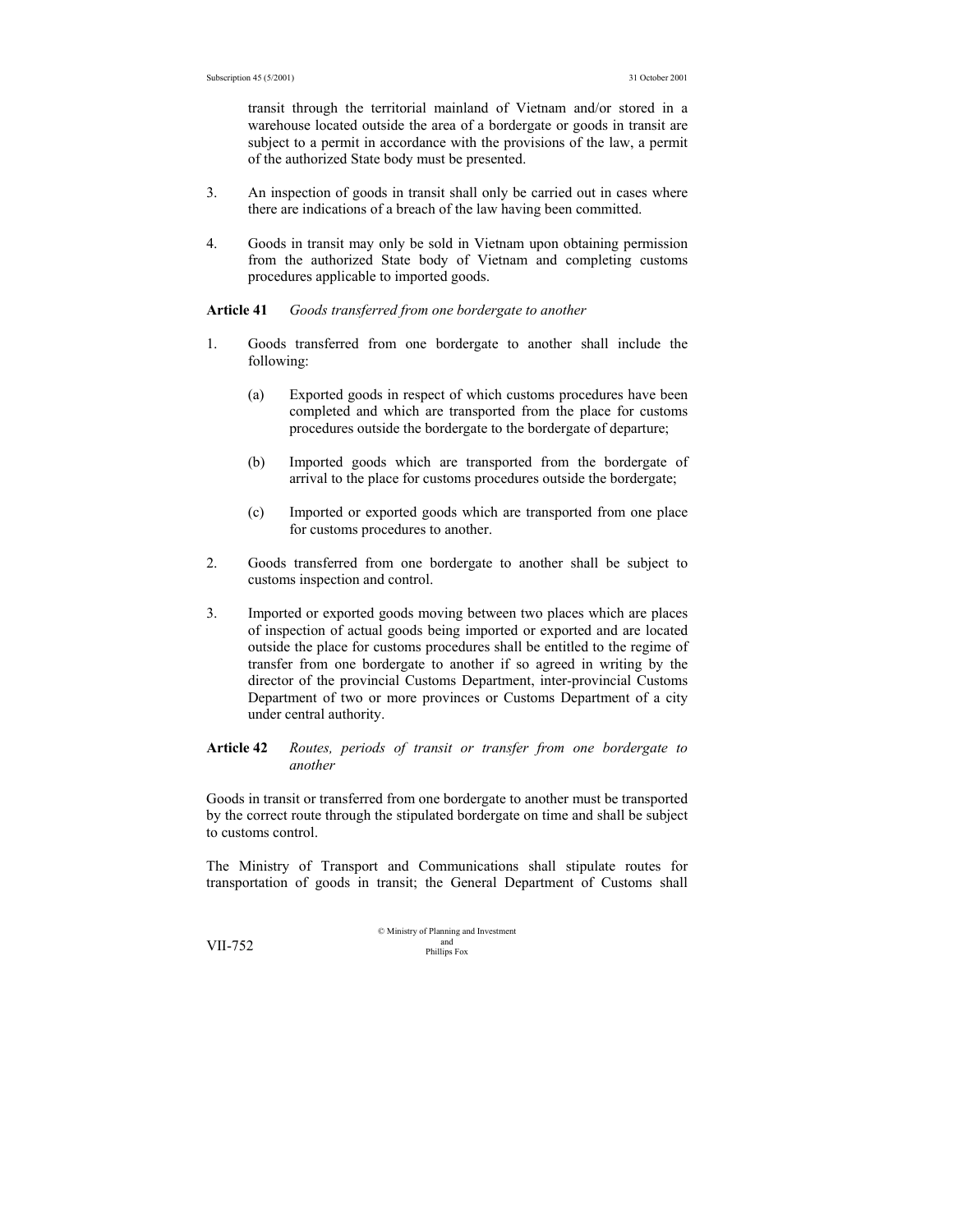transit through the territorial mainland of Vietnam and/or stored in a warehouse located outside the area of a bordergate or goods in transit are subject to a permit in accordance with the provisions of the law, a permit of the authorized State body must be presented.

3. An inspection of goods in transit shall only be carried out in cases where there are indications of a breach of the law having been committed.

4. Goods in transit may only be sold in Vietnam upon obtaining permission from the authorized State body of Vietnam and completing customs procedures applicable to imported goods.

**Article 41** *Goods transferred from one bordergate to another*

1. Goods transferred from one bordergate to another shall include the following:

   (a) Exported goods in respect of which customs procedures have been completed and which are transported from the place for customs procedures outside the bordergate to the bordergate of departure;

   (b) Imported goods which are transported from the bordergate of arrival to the place for customs procedures outside the bordergate;

   (c) Imported or exported goods which are transported from one place for customs procedures to another.

2. Goods transferred from one bordergate to another shall be subject to customs inspection and control.

3. Imported or exported goods moving between two places which are places of inspection of actual goods being imported or exported and are located outside the place for customs procedures shall be entitled to the regime of transfer from one bordergate to another if so agreed in writing by the director of the provincial Customs Department, inter-provincial Customs Department of two or more provinces or Customs Department of a city under central authority.

**Article 42** *Routes, periods of transit or transfer from one bordergate to another*

Goods in transit or transferred from one bordergate to another must be transported by the correct route through the stipulated bordergate on time and shall be subject to customs control.

The Ministry of Transport and Communications shall stipulate routes for transportation of goods in transit; the General Department of Customs shall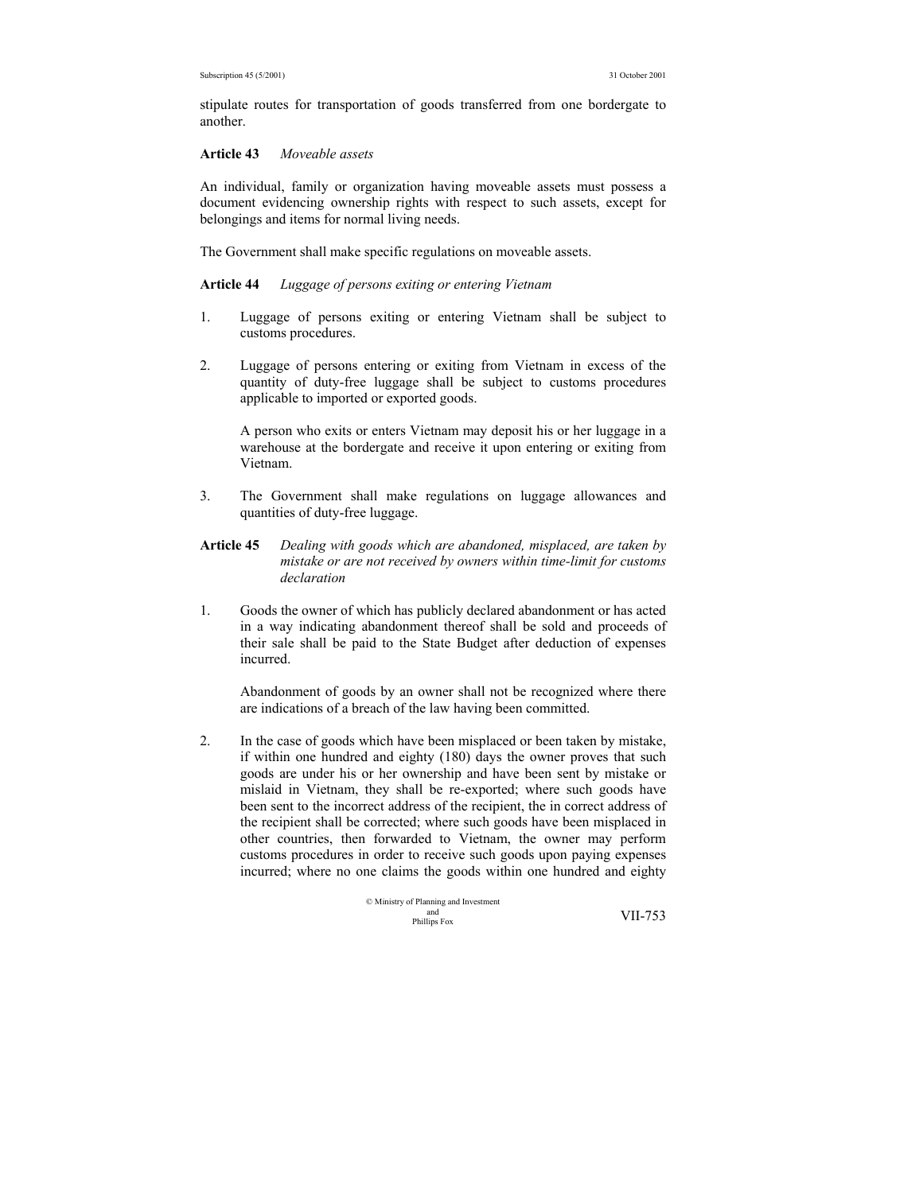stipulate routes for transportation of goods transferred from one bordergate to another.

**Article 43** *Moveable assets*

An individual, family or organization having moveable assets must possess a document evidencing ownership rights with respect to such assets, except for belongings and items for normal living needs.

The Government shall make specific regulations on moveable assets.

**Article 44** *Luggage of persons exiting or entering Vietnam*

1. Luggage of persons exiting or entering Vietnam shall be subject to customs procedures.

2. Luggage of persons entering or exiting from Vietnam in excess of the quantity of duty-free luggage shall be subject to customs procedures applicable to imported or exported goods.

   A person who exits or enters Vietnam may deposit his or her luggage in a warehouse at the bordergate and receive it upon entering or exiting from Vietnam.

3. The Government shall make regulations on luggage allowances and quantities of duty-free luggage.

**Article 45** *Dealing with goods which are abandoned, misplaced, are taken by mistake or are not received by owners within time-limit for customs declaration*

1. Goods the owner of which has publicly declared abandonment or has acted in a way indicating abandonment thereof shall be sold and proceeds of their sale shall be paid to the State Budget after deduction of expenses incurred.

   Abandonment of goods by an owner shall not be recognized where there are indications of a breach of the law having been committed.

2. In the case of goods which have been misplaced or been taken by mistake, if within one hundred and eighty (180) days the owner proves that such goods are under his or her ownership and have been sent by mistake or mislaid in Vietnam, they shall be re-exported; where such goods have been sent to the incorrect address of the recipient, the in correct address of the recipient shall be corrected; where such goods have been misplaced in other countries, then forwarded to Vietnam, the owner may perform customs procedures in order to receive such goods upon paying expenses incurred; where no one claims the goods within one hundred and eighty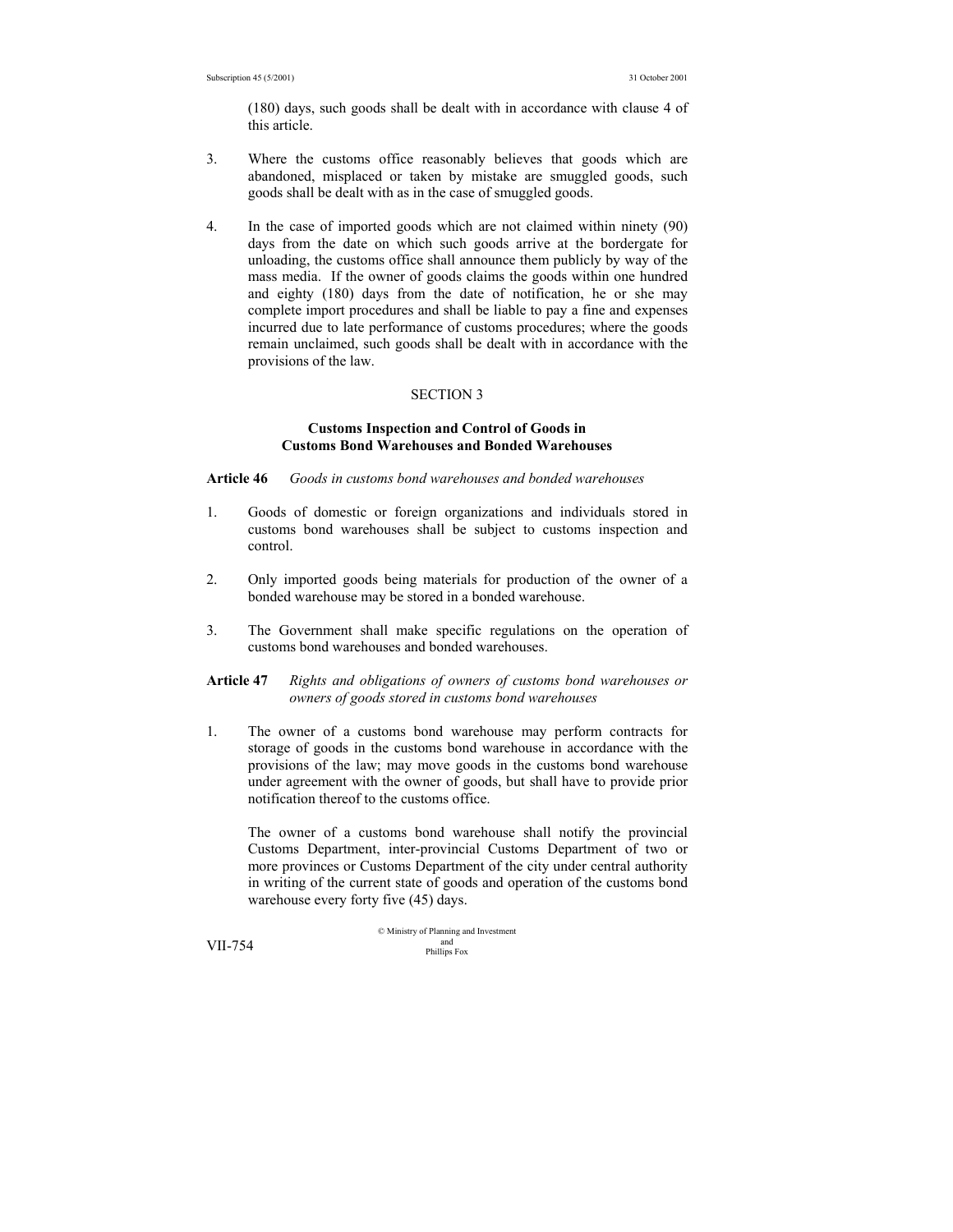(180) days, such goods shall be dealt with in accordance with clause 4 of this article.

3. Where the customs office reasonably believes that goods which are abandoned, misplaced or taken by mistake are smuggled goods, such goods shall be dealt with as in the case of smuggled goods.

4. In the case of imported goods which are not claimed within ninety (90) days from the date on which such goods arrive at the bordergate for unloading, the customs office shall announce them publicly by way of the mass media. If the owner of goods claims the goods within one hundred and eighty (180) days from the date of notification, he or she may complete import procedures and shall be liable to pay a fine and expenses incurred due to late performance of customs procedures; where the goods remain unclaimed, such goods shall be dealt with in accordance with the provisions of the law.

## SECTION 3

### Customs Inspection and Control of Goods in Customs Bond Warehouses and Bonded Warehouses

**Article 46** *Goods in customs bond warehouses and bonded warehouses*

1. Goods of domestic or foreign organizations and individuals stored in customs bond warehouses shall be subject to customs inspection and control.

2. Only imported goods being materials for production of the owner of a bonded warehouse may be stored in a bonded warehouse.

3. The Government shall make specific regulations on the operation of customs bond warehouses and bonded warehouses.

**Article 47** *Rights and obligations of owners of customs bond warehouses or owners of goods stored in customs bond warehouses*

1. The owner of a customs bond warehouse may perform contracts for storage of goods in the customs bond warehouse in accordance with the provisions of the law; may move goods in the customs bond warehouse under agreement with the owner of goods, but shall have to provide prior notification thereof to the customs office.

   The owner of a customs bond warehouse shall notify the provincial Customs Department, inter-provincial Customs Department of two or more provinces or Customs Department of the city under central authority in writing of the current state of goods and operation of the customs bond warehouse every forty five (45) days.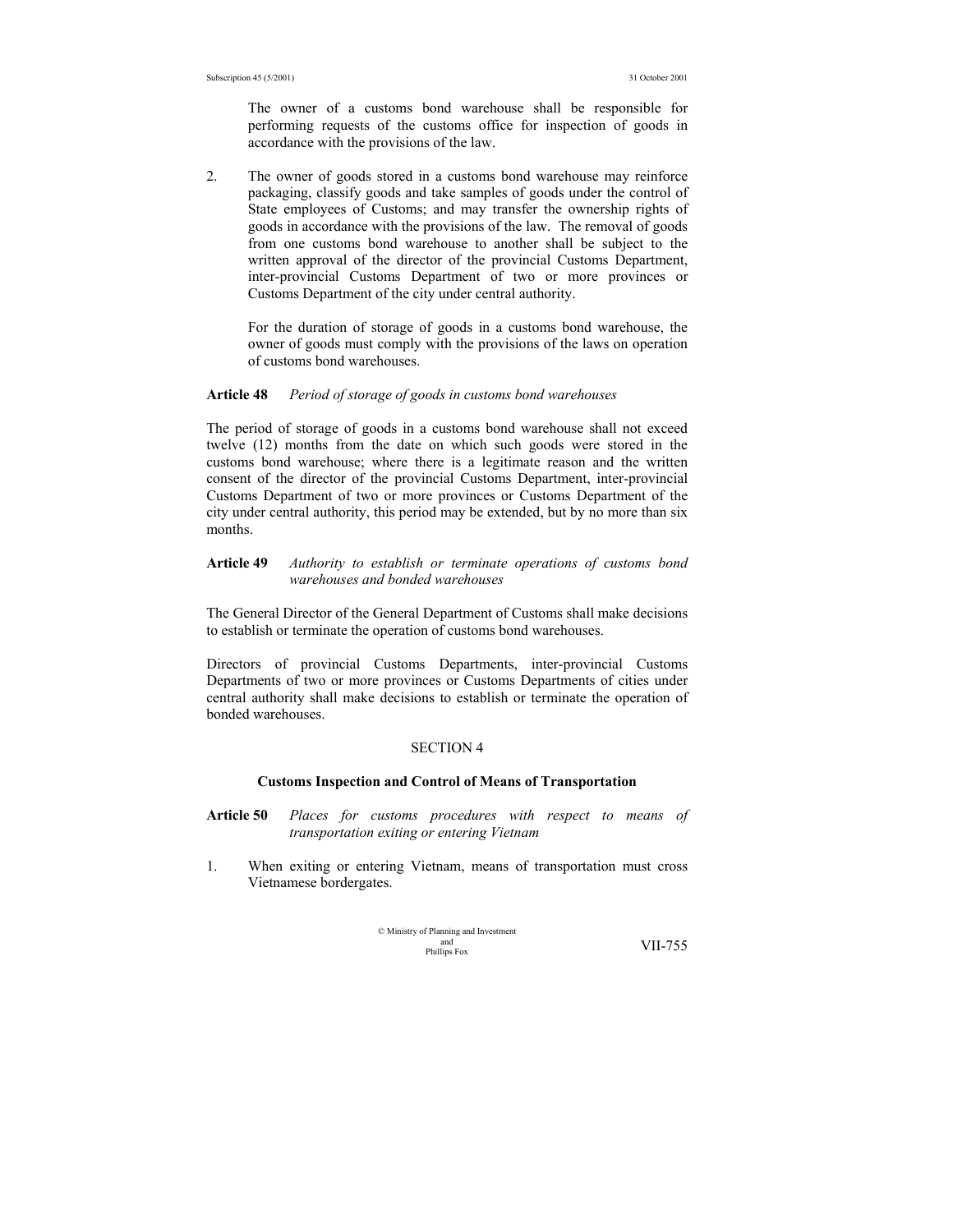The owner of a customs bond warehouse shall be responsible for performing requests of the customs office for inspection of goods in accordance with the provisions of the law.

2. The owner of goods stored in a customs bond warehouse may reinforce packaging, classify goods and take samples of goods under the control of State employees of Customs; and may transfer the ownership rights of goods in accordance with the provisions of the law. The removal of goods from one customs bond warehouse to another shall be subject to the written approval of the director of the provincial Customs Department, inter-provincial Customs Department of two or more provinces or Customs Department of the city under central authority.

   For the duration of storage of goods in a customs bond warehouse, the owner of goods must comply with the provisions of the laws on operation of customs bond warehouses.

**Article 48** *Period of storage of goods in customs bond warehouses*

The period of storage of goods in a customs bond warehouse shall not exceed twelve (12) months from the date on which such goods were stored in the customs bond warehouse; where there is a legitimate reason and the written consent of the director of the provincial Customs Department, inter-provincial Customs Department of two or more provinces or Customs Department of the city under central authority, this period may be extended, but by no more than six months.

**Article 49** *Authority to establish or terminate operations of customs bond warehouses and bonded warehouses*

The General Director of the General Department of Customs shall make decisions to establish or terminate the operation of customs bond warehouses.

Directors of provincial Customs Departments, inter-provincial Customs Departments of two or more provinces or Customs Departments of cities under central authority shall make decisions to establish or terminate the operation of bonded warehouses.

## SECTION 4

### Customs Inspection and Control of Means of Transportation

**Article 50** *Places for customs procedures with respect to means of transportation exiting or entering Vietnam*

1. When exiting or entering Vietnam, means of transportation must cross Vietnamese bordergates.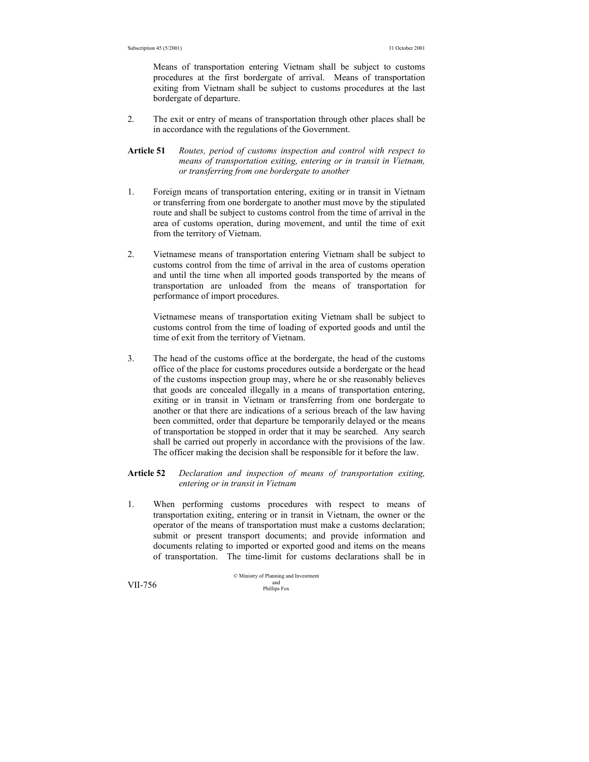Means of transportation entering Vietnam shall be subject to customs procedures at the first bordergate of arrival. Means of transportation exiting from Vietnam shall be subject to customs procedures at the last bordergate of departure.

2. The exit or entry of means of transportation through other places shall be in accordance with the regulations of the Government.

**Article 51** *Routes, period of customs inspection and control with respect to means of transportation exiting, entering or in transit in Vietnam, or transferring from one bordergate to another*

1. Foreign means of transportation entering, exiting or in transit in Vietnam or transferring from one bordergate to another must move by the stipulated route and shall be subject to customs control from the time of arrival in the area of customs operation, during movement, and until the time of exit from the territory of Vietnam.

2. Vietnamese means of transportation entering Vietnam shall be subject to customs control from the time of arrival in the area of customs operation and until the time when all imported goods transported by the means of transportation are unloaded from the means of transportation for performance of import procedures.

   Vietnamese means of transportation exiting Vietnam shall be subject to customs control from the time of loading of exported goods and until the time of exit from the territory of Vietnam.

3. The head of the customs office at the bordergate, the head of the customs office of the place for customs procedures outside a bordergate or the head of the customs inspection group may, where he or she reasonably believes that goods are concealed illegally in a means of transportation entering, exiting or in transit in Vietnam or transferring from one bordergate to another or that there are indications of a serious breach of the law having been committed, order that departure be temporarily delayed or the means of transportation be stopped in order that it may be searched. Any search shall be carried out properly in accordance with the provisions of the law. The officer making the decision shall be responsible for it before the law.

**Article 52** *Declaration and inspection of means of transportation exiting, entering or in transit in Vietnam*

1. When performing customs procedures with respect to means of transportation exiting, entering or in transit in Vietnam, the owner or the operator of the means of transportation must make a customs declaration; submit or present transport documents; and provide information and documents relating to imported or exported good and items on the means of transportation. The time-limit for customs declarations shall be in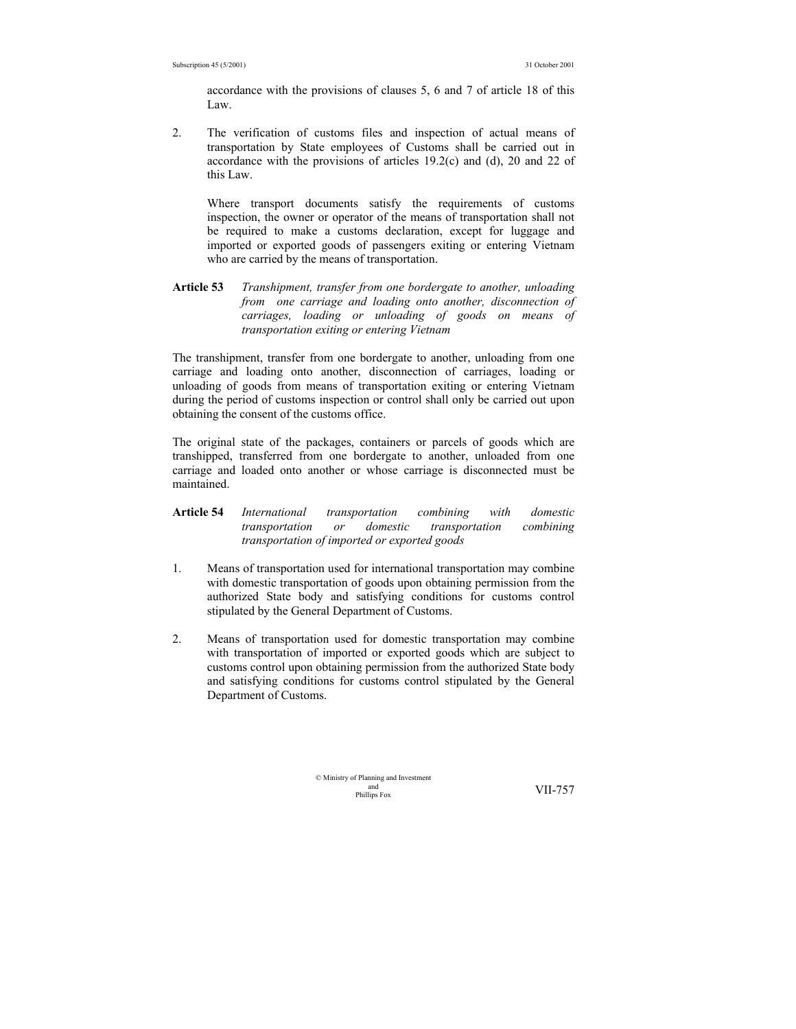accordance with the provisions of clauses 5, 6 and 7 of article 18 of this Law.

2. The verification of customs files and inspection of actual means of transportation by State employees of Customs shall be carried out in accordance with the provisions of articles 19.2(c) and (d), 20 and 22 of this Law.

   Where transport documents satisfy the requirements of customs inspection, the owner or operator of the means of transportation shall not be required to make a customs declaration, except for luggage and imported or exported goods of passengers exiting or entering Vietnam who are carried by the means of transportation.

**Article 53** *Transhipment, transfer from one bordergate to another, unloading from one carriage and loading onto another, disconnection of carriages, loading or unloading of goods on means of transportation exiting or entering Vietnam*

The transhipment, transfer from one bordergate to another, unloading from one carriage and loading onto another, disconnection of carriages, loading or unloading of goods from means of transportation exiting or entering Vietnam during the period of customs inspection or control shall only be carried out upon obtaining the consent of the customs office.

The original state of the packages, containers or parcels of goods which are transhipped, transferred from one bordergate to another, unloaded from one carriage and loaded onto another or whose carriage is disconnected must be maintained.

**Article 54** *International transportation combining with domestic transportation or domestic transportation combining transportation of imported or exported goods*

1. Means of transportation used for international transportation may combine with domestic transportation of goods upon obtaining permission from the authorized State body and satisfying conditions for customs control stipulated by the General Department of Customs.

2. Means of transportation used for domestic transportation may combine with transportation of imported or exported goods which are subject to customs control upon obtaining permission from the authorized State body and satisfying conditions for customs control stipulated by the General Department of Customs.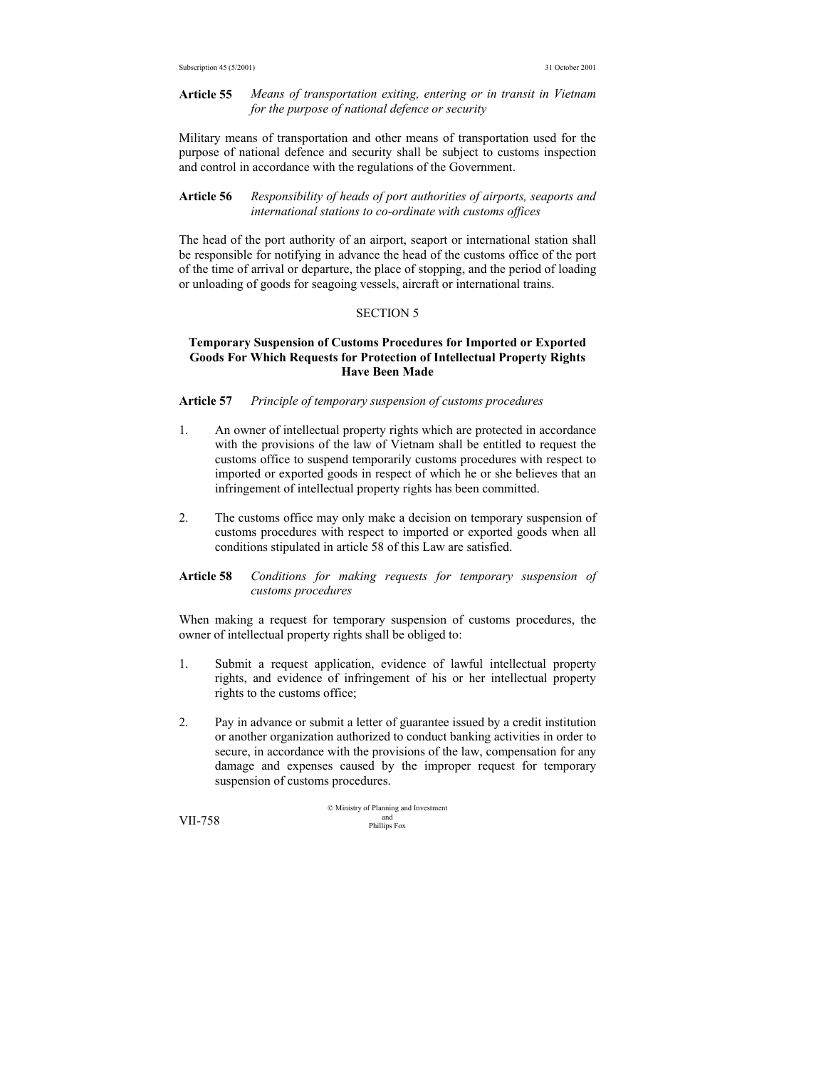**Article 55** *Means of transportation exiting, entering or in transit in Vietnam for the purpose of national defence or security*

Military means of transportation and other means of transportation used for the purpose of national defence and security shall be subject to customs inspection and control in accordance with the regulations of the Government.

**Article 56** *Responsibility of heads of port authorities of airports, seaports and international stations to co-ordinate with customs offices*

The head of the port authority of an airport, seaport or international station shall be responsible for notifying in advance the head of the customs office of the port of the time of arrival or departure, the place of stopping, and the period of loading or unloading of goods for seagoing vessels, aircraft or international trains.

## SECTION 5

## Temporary Suspension of Customs Procedures for Imported or Exported Goods For Which Requests for Protection of Intellectual Property Rights Have Been Made

**Article 57** *Principle of temporary suspension of customs procedures*

1. An owner of intellectual property rights which are protected in accordance with the provisions of the law of Vietnam shall be entitled to request the customs office to suspend temporarily customs procedures with respect to imported or exported goods in respect of which he or she believes that an infringement of intellectual property rights has been committed.

2. The customs office may only make a decision on temporary suspension of customs procedures with respect to imported or exported goods when all conditions stipulated in article 58 of this Law are satisfied.

**Article 58** *Conditions for making requests for temporary suspension of customs procedures*

When making a request for temporary suspension of customs procedures, the owner of intellectual property rights shall be obliged to:

1. Submit a request application, evidence of lawful intellectual property rights, and evidence of infringement of his or her intellectual property rights to the customs office;

2. Pay in advance or submit a letter of guarantee issued by a credit institution or another organization authorized to conduct banking activities in order to secure, in accordance with the provisions of the law, compensation for any damage and expenses caused by the improper request for temporary suspension of customs procedures.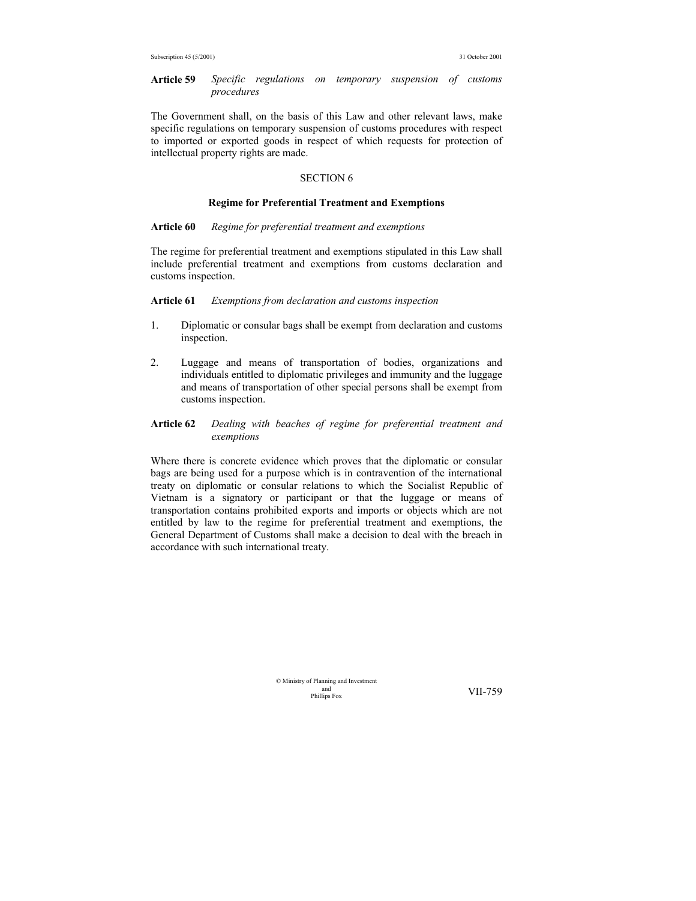**Article 59** *Specific regulations on temporary suspension of customs procedures*

The Government shall, on the basis of this Law and other relevant laws, make specific regulations on temporary suspension of customs procedures with respect to imported or exported goods in respect of which requests for protection of intellectual property rights are made.

## SECTION 6

### Regime for Preferential Treatment and Exemptions

**Article 60** *Regime for preferential treatment and exemptions*

The regime for preferential treatment and exemptions stipulated in this Law shall include preferential treatment and exemptions from customs declaration and customs inspection.

**Article 61** *Exemptions from declaration and customs inspection*

1. Diplomatic or consular bags shall be exempt from declaration and customs inspection.

2. Luggage and means of transportation of bodies, organizations and individuals entitled to diplomatic privileges and immunity and the luggage and means of transportation of other special persons shall be exempt from customs inspection.

**Article 62** *Dealing with beaches of regime for preferential treatment and exemptions*

Where there is concrete evidence which proves that the diplomatic or consular bags are being used for a purpose which is in contravention of the international treaty on diplomatic or consular relations to which the Socialist Republic of Vietnam is a signatory or participant or that the luggage or means of transportation contains prohibited exports and imports or objects which are not entitled by law to the regime for preferential treatment and exemptions, the General Department of Customs shall make a decision to deal with the breach in accordance with such international treaty.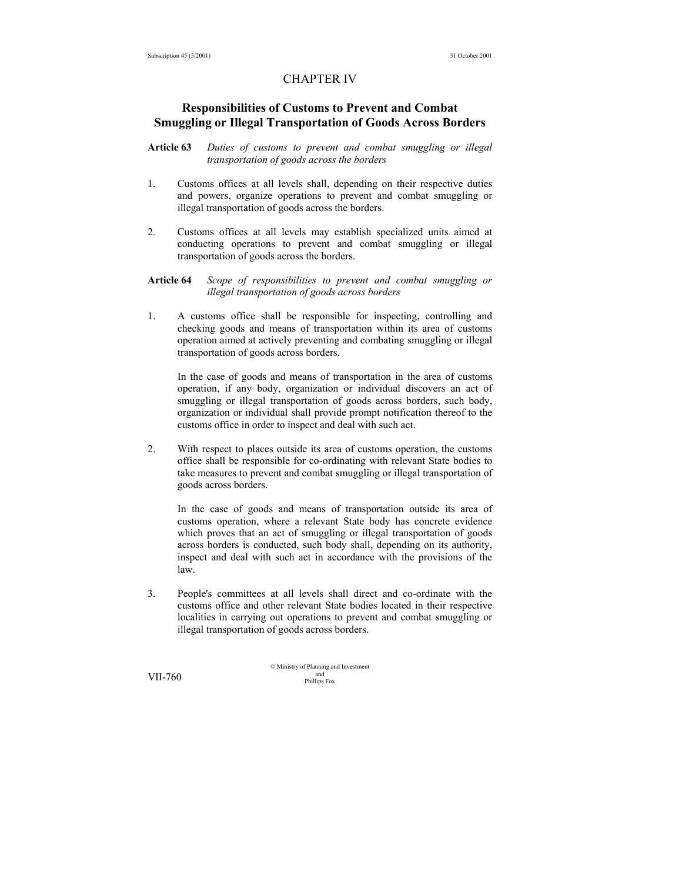# CHAPTER IV

## Responsibilities of Customs to Prevent and Combat Smuggling or Illegal Transportation of Goods Across Borders

**Article 63** *Duties of customs to prevent and combat smuggling or illegal transportation of goods across the borders*

1. Customs offices at all levels shall, depending on their respective duties and powers, organize operations to prevent and combat smuggling or illegal transportation of goods across the borders.

2. Customs offices at all levels may establish specialized units aimed at conducting operations to prevent and combat smuggling or illegal transportation of goods across the borders.

**Article 64** *Scope of responsibilities to prevent and combat smuggling or illegal transportation of goods across borders*

1. A customs office shall be responsible for inspecting, controlling and checking goods and means of transportation within its area of customs operation aimed at actively preventing and combating smuggling or illegal transportation of goods across borders.

   In the case of goods and means of transportation in the area of customs operation, if any body, organization or individual discovers an act of smuggling or illegal transportation of goods across borders, such body, organization or individual shall provide prompt notification thereof to the customs office in order to inspect and deal with such act.

2. With respect to places outside its area of customs operation, the customs office shall be responsible for co-ordinating with relevant State bodies to take measures to prevent and combat smuggling or illegal transportation of goods across borders.

   In the case of goods and means of transportation outside its area of customs operation, where a relevant State body has concrete evidence which proves that an act of smuggling or illegal transportation of goods across borders is conducted, such body shall, depending on its authority, inspect and deal with such act in accordance with the provisions of the law.

3. People's committees at all levels shall direct and co-ordinate with the customs office and other relevant State bodies located in their respective localities in carrying out operations to prevent and combat smuggling or illegal transportation of goods across borders.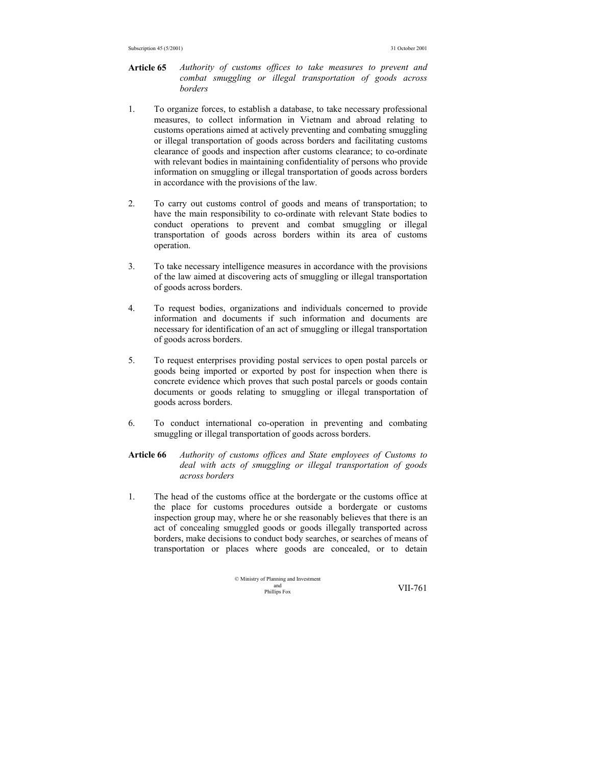**Article 65** *Authority of customs offices to take measures to prevent and combat smuggling or illegal transportation of goods across borders*

1. To organize forces, to establish a database, to take necessary professional measures, to collect information in Vietnam and abroad relating to customs operations aimed at actively preventing and combating smuggling or illegal transportation of goods across borders and facilitating customs clearance of goods and inspection after customs clearance; to co-ordinate with relevant bodies in maintaining confidentiality of persons who provide information on smuggling or illegal transportation of goods across borders in accordance with the provisions of the law.

2. To carry out customs control of goods and means of transportation; to have the main responsibility to co-ordinate with relevant State bodies to conduct operations to prevent and combat smuggling or illegal transportation of goods across borders within its area of customs operation.

3. To take necessary intelligence measures in accordance with the provisions of the law aimed at discovering acts of smuggling or illegal transportation of goods across borders.

4. To request bodies, organizations and individuals concerned to provide information and documents if such information and documents are necessary for identification of an act of smuggling or illegal transportation of goods across borders.

5. To request enterprises providing postal services to open postal parcels or goods being imported or exported by post for inspection when there is concrete evidence which proves that such postal parcels or goods contain documents or goods relating to smuggling or illegal transportation of goods across borders.

6. To conduct international co-operation in preventing and combating smuggling or illegal transportation of goods across borders.

**Article 66** *Authority of customs offices and State employees of Customs to deal with acts of smuggling or illegal transportation of goods across borders*

1. The head of the customs office at the bordergate or the customs office at the place for customs procedures outside a bordergate or customs inspection group may, where he or she reasonably believes that there is an act of concealing smuggled goods or goods illegally transported across borders, make decisions to conduct body searches, or searches of means of transportation or places where goods are concealed, or to detain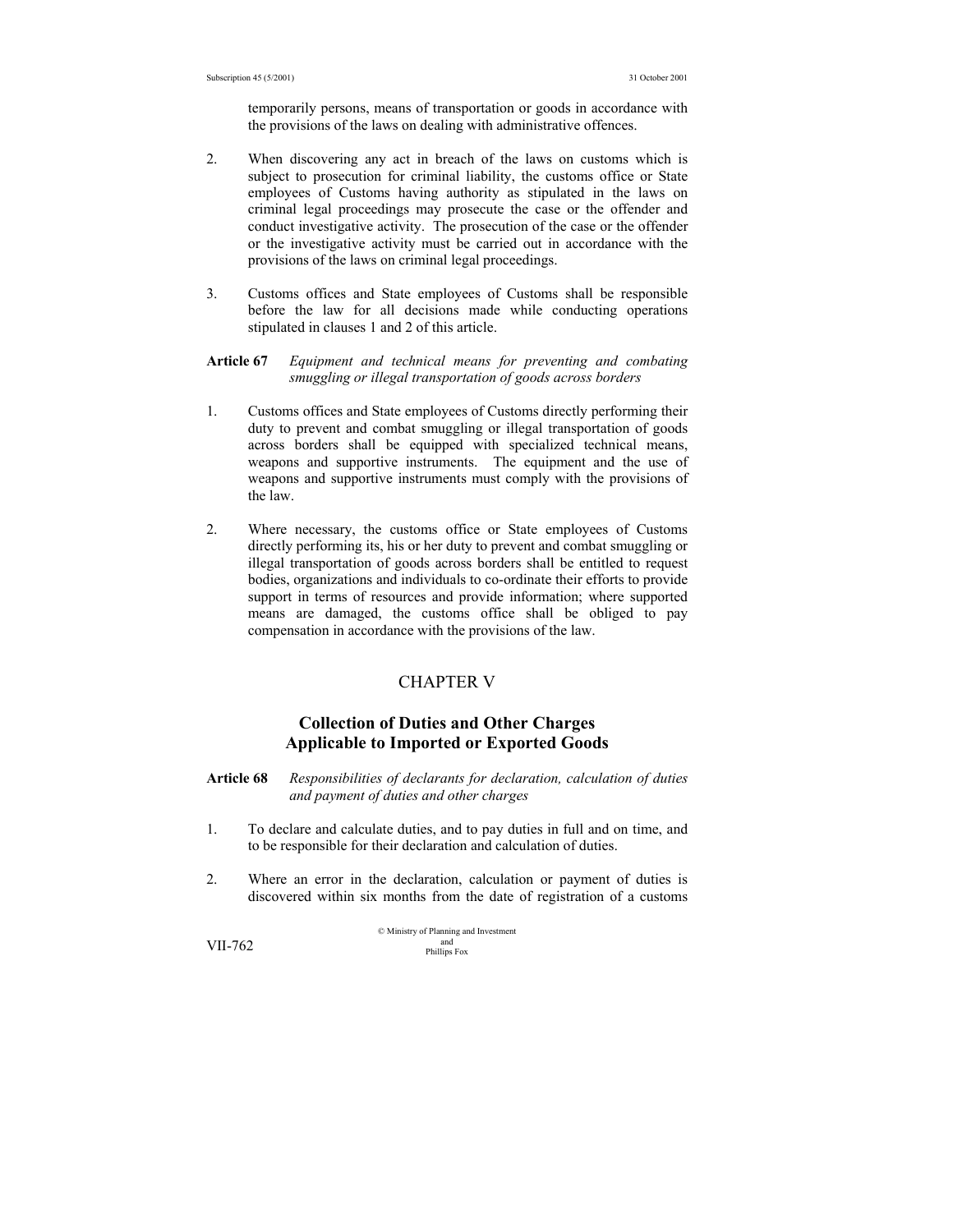temporarily persons, means of transportation or goods in accordance with the provisions of the laws on dealing with administrative offences.

2. When discovering any act in breach of the laws on customs which is subject to prosecution for criminal liability, the customs office or State employees of Customs having authority as stipulated in the laws on criminal legal proceedings may prosecute the case or the offender and conduct investigative activity. The prosecution of the case or the offender or the investigative activity must be carried out in accordance with the provisions of the laws on criminal legal proceedings.

3. Customs offices and State employees of Customs shall be responsible before the law for all decisions made while conducting operations stipulated in clauses 1 and 2 of this article.

**Article 67** *Equipment and technical means for preventing and combating smuggling or illegal transportation of goods across borders*

1. Customs offices and State employees of Customs directly performing their duty to prevent and combat smuggling or illegal transportation of goods across borders shall be equipped with specialized technical means, weapons and supportive instruments. The equipment and the use of weapons and supportive instruments must comply with the provisions of the law.

2. Where necessary, the customs office or State employees of Customs directly performing its, his or her duty to prevent and combat smuggling or illegal transportation of goods across borders shall be entitled to request bodies, organizations and individuals to co-ordinate their efforts to provide support in terms of resources and provide information; where supported means are damaged, the customs office shall be obliged to pay compensation in accordance with the provisions of the law.

## CHAPTER V

## Collection of Duties and Other Charges Applicable to Imported or Exported Goods

**Article 68** *Responsibilities of declarants for declaration, calculation of duties and payment of duties and other charges*

1. To declare and calculate duties, and to pay duties in full and on time, and to be responsible for their declaration and calculation of duties.

2. Where an error in the declaration, calculation or payment of duties is discovered within six months from the date of registration of a customs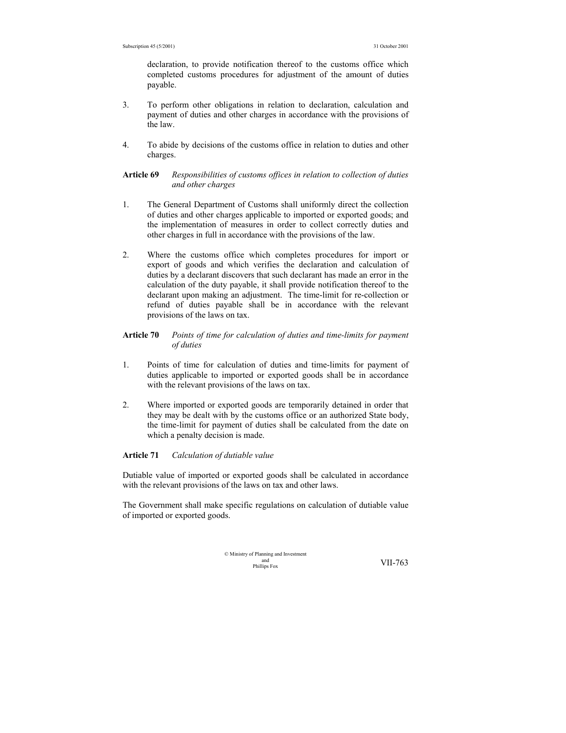declaration, to provide notification thereof to the customs office which completed customs procedures for adjustment of the amount of duties payable.

3. To perform other obligations in relation to declaration, calculation and payment of duties and other charges in accordance with the provisions of the law.

4. To abide by decisions of the customs office in relation to duties and other charges.

**Article 69** *Responsibilities of customs offices in relation to collection of duties and other charges*

1. The General Department of Customs shall uniformly direct the collection of duties and other charges applicable to imported or exported goods; and the implementation of measures in order to collect correctly duties and other charges in full in accordance with the provisions of the law.

2. Where the customs office which completes procedures for import or export of goods and which verifies the declaration and calculation of duties by a declarant discovers that such declarant has made an error in the calculation of the duty payable, it shall provide notification thereof to the declarant upon making an adjustment. The time-limit for re-collection or refund of duties payable shall be in accordance with the relevant provisions of the laws on tax.

**Article 70** *Points of time for calculation of duties and time-limits for payment of duties*

1. Points of time for calculation of duties and time-limits for payment of duties applicable to imported or exported goods shall be in accordance with the relevant provisions of the laws on tax.

2. Where imported or exported goods are temporarily detained in order that they may be dealt with by the customs office or an authorized State body, the time-limit for payment of duties shall be calculated from the date on which a penalty decision is made.

**Article 71** *Calculation of dutiable value*

Dutiable value of imported or exported goods shall be calculated in accordance with the relevant provisions of the laws on tax and other laws.

The Government shall make specific regulations on calculation of dutiable value of imported or exported goods.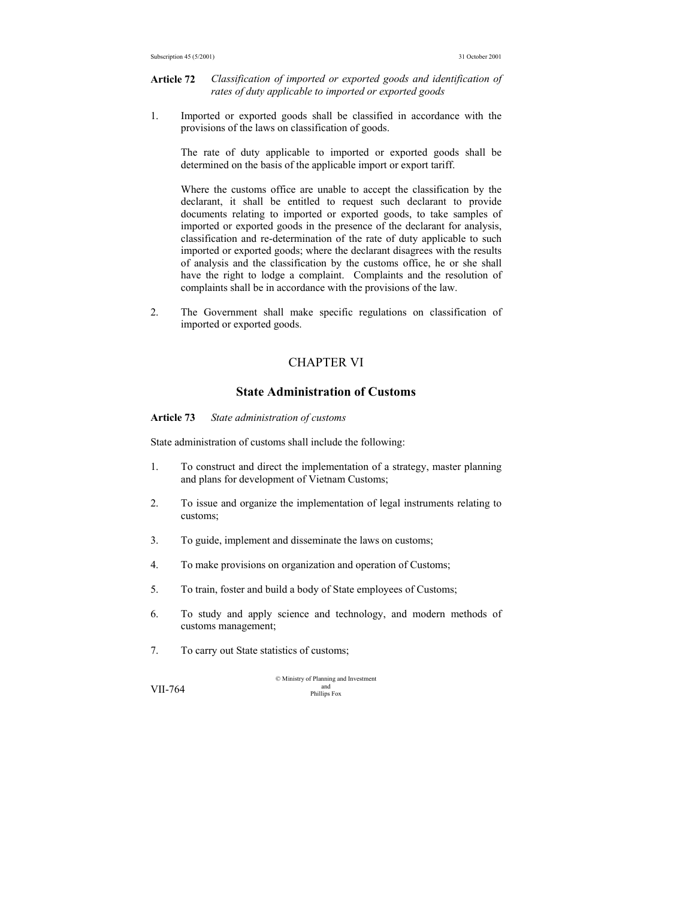**Article 72** *Classification of imported or exported goods and identification of rates of duty applicable to imported or exported goods*

1. Imported or exported goods shall be classified in accordance with the provisions of the laws on classification of goods.

   The rate of duty applicable to imported or exported goods shall be determined on the basis of the applicable import or export tariff.

   Where the customs office are unable to accept the classification by the declarant, it shall be entitled to request such declarant to provide documents relating to imported or exported goods, to take samples of imported or exported goods in the presence of the declarant for analysis, classification and re-determination of the rate of duty applicable to such imported or exported goods; where the declarant disagrees with the results of analysis and the classification by the customs office, he or she shall have the right to lodge a complaint. Complaints and the resolution of complaints shall be in accordance with the provisions of the law.

2. The Government shall make specific regulations on classification of imported or exported goods.

# CHAPTER VI

## State Administration of Customs

**Article 73** *State administration of customs*

State administration of customs shall include the following:

1. To construct and direct the implementation of a strategy, master planning and plans for development of Vietnam Customs;

2. To issue and organize the implementation of legal instruments relating to customs;

3. To guide, implement and disseminate the laws on customs;

4. To make provisions on organization and operation of Customs;

5. To train, foster and build a body of State employees of Customs;

6. To study and apply science and technology, and modern methods of customs management;

7. To carry out State statistics of customs;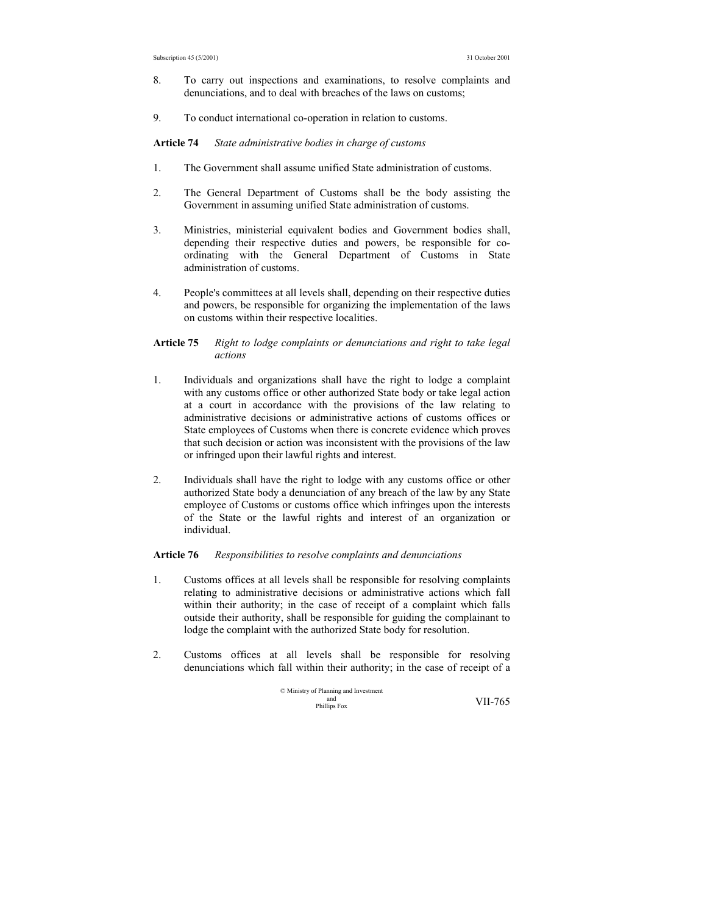8. To carry out inspections and examinations, to resolve complaints and denunciations, and to deal with breaches of the laws on customs;

9. To conduct international co-operation in relation to customs.

**Article 74** *State administrative bodies in charge of customs*

1. The Government shall assume unified State administration of customs.

2. The General Department of Customs shall be the body assisting the Government in assuming unified State administration of customs.

3. Ministries, ministerial equivalent bodies and Government bodies shall, depending their respective duties and powers, be responsible for co-ordinating with the General Department of Customs in State administration of customs.

4. People's committees at all levels shall, depending on their respective duties and powers, be responsible for organizing the implementation of the laws on customs within their respective localities.

**Article 75** *Right to lodge complaints or denunciations and right to take legal actions*

1. Individuals and organizations shall have the right to lodge a complaint with any customs office or other authorized State body or take legal action at a court in accordance with the provisions of the law relating to administrative decisions or administrative actions of customs offices or State employees of Customs when there is concrete evidence which proves that such decision or action was inconsistent with the provisions of the law or infringed upon their lawful rights and interest.

2. Individuals shall have the right to lodge with any customs office or other authorized State body a denunciation of any breach of the law by any State employee of Customs or customs office which infringes upon the interests of the State or the lawful rights and interest of an organization or individual.

**Article 76** *Responsibilities to resolve complaints and denunciations*

1. Customs offices at all levels shall be responsible for resolving complaints relating to administrative decisions or administrative actions which fall within their authority; in the case of receipt of a complaint which falls outside their authority, shall be responsible for guiding the complainant to lodge the complaint with the authorized State body for resolution.

2. Customs offices at all levels shall be responsible for resolving denunciations which fall within their authority; in the case of receipt of a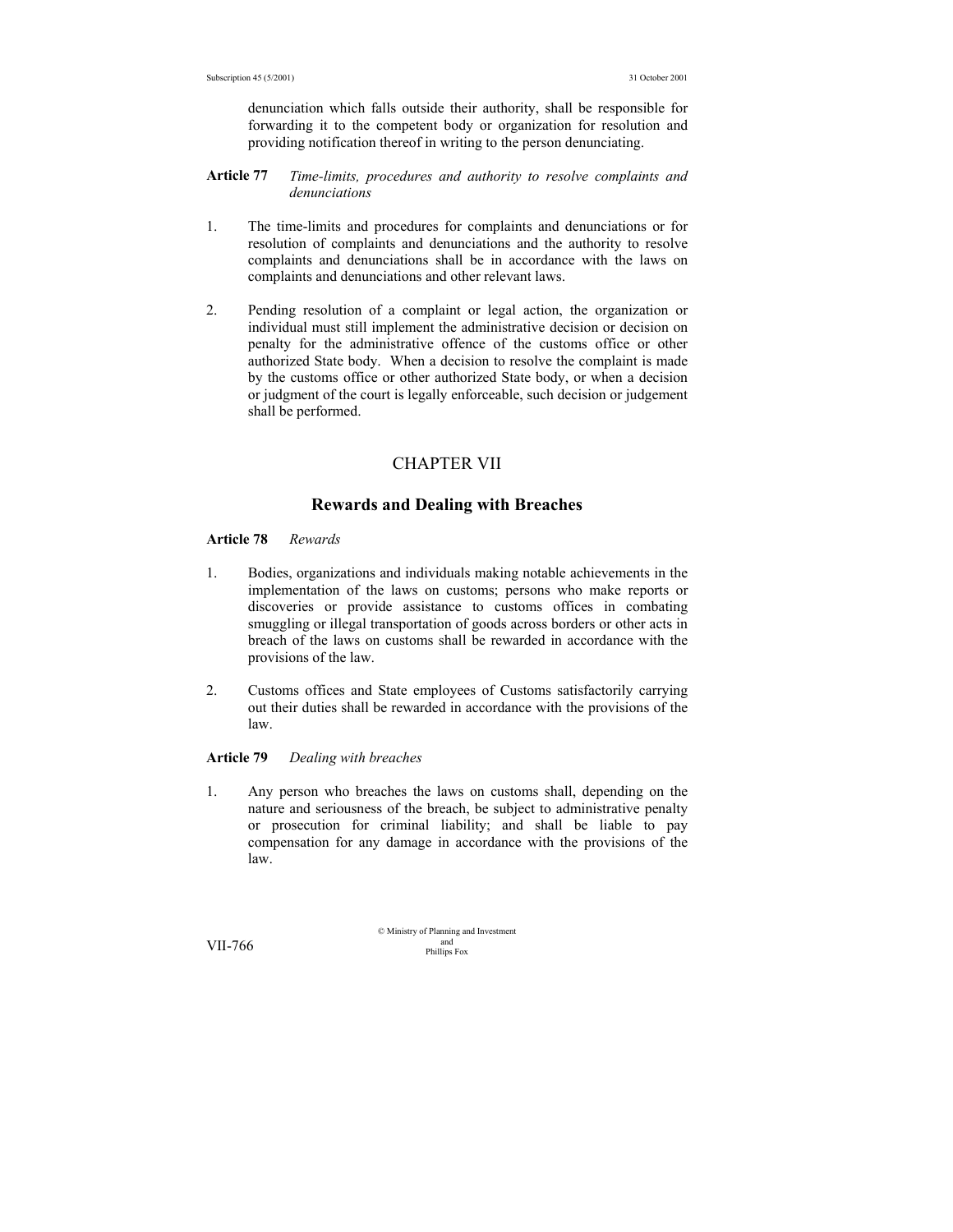denunciation which falls outside their authority, shall be responsible for forwarding it to the competent body or organization for resolution and providing notification thereof in writing to the person denunciating.

**Article 77** *Time-limits, procedures and authority to resolve complaints and denunciations*

1. The time-limits and procedures for complaints and denunciations or for resolution of complaints and denunciations and the authority to resolve complaints and denunciations shall be in accordance with the laws on complaints and denunciations and other relevant laws.

2. Pending resolution of a complaint or legal action, the organization or individual must still implement the administrative decision or decision on penalty for the administrative offence of the customs office or other authorized State body. When a decision to resolve the complaint is made by the customs office or other authorized State body, or when a decision or judgment of the court is legally enforceable, such decision or judgement shall be performed.

## CHAPTER VII

## Rewards and Dealing with Breaches

**Article 78** *Rewards*

1. Bodies, organizations and individuals making notable achievements in the implementation of the laws on customs; persons who make reports or discoveries or provide assistance to customs offices in combating smuggling or illegal transportation of goods across borders or other acts in breach of the laws on customs shall be rewarded in accordance with the provisions of the law.

2. Customs offices and State employees of Customs satisfactorily carrying out their duties shall be rewarded in accordance with the provisions of the law.

**Article 79** *Dealing with breaches*

1. Any person who breaches the laws on customs shall, depending on the nature and seriousness of the breach, be subject to administrative penalty or prosecution for criminal liability; and shall be liable to pay compensation for any damage in accordance with the provisions of the law.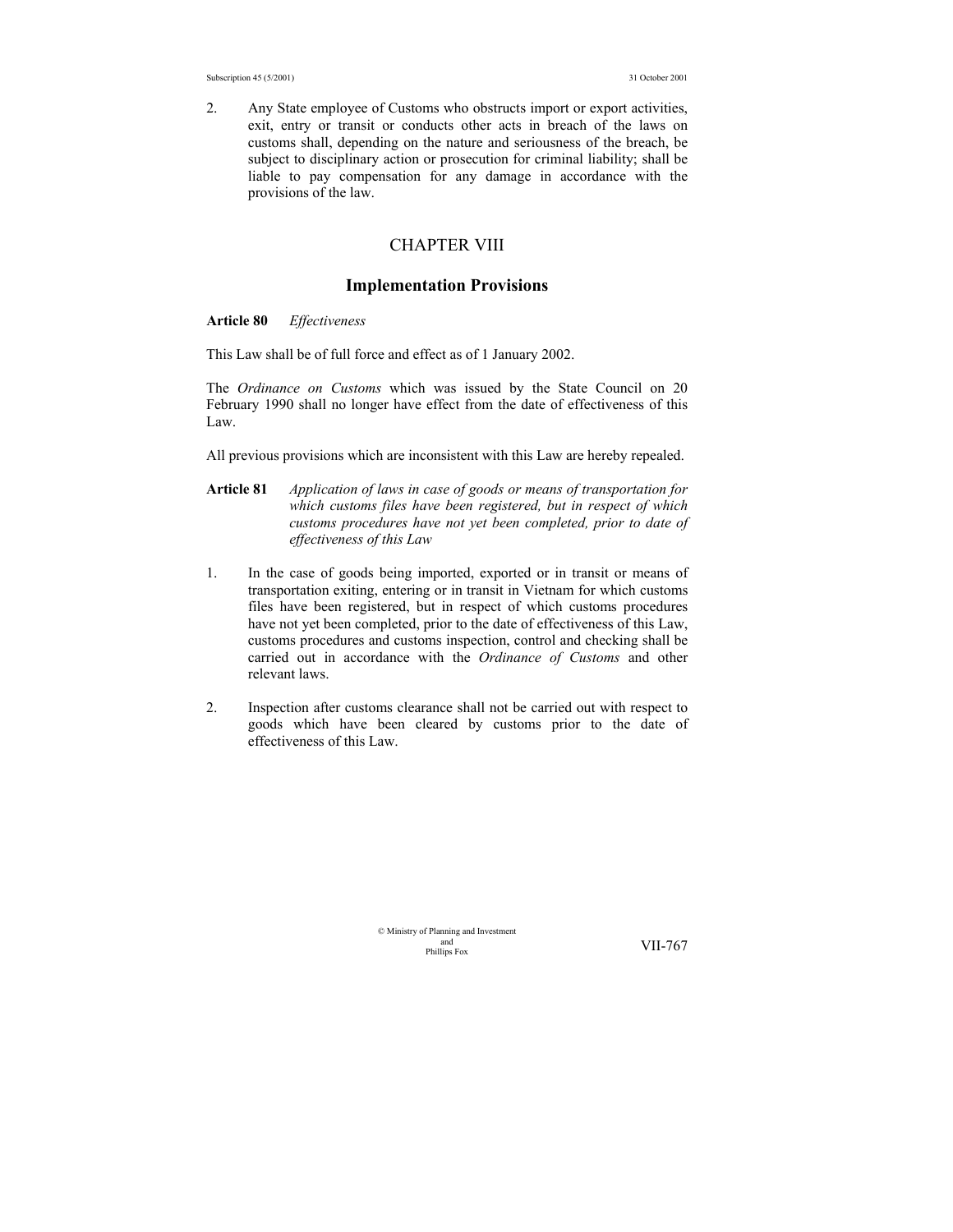2. Any State employee of Customs who obstructs import or export activities, exit, entry or transit or conducts other acts in breach of the laws on customs shall, depending on the nature and seriousness of the breach, be subject to disciplinary action or prosecution for criminal liability; shall be liable to pay compensation for any damage in accordance with the provisions of the law.

## CHAPTER VIII

## Implementation Provisions

**Article 80** *Effectiveness*

This Law shall be of full force and effect as of 1 January 2002.

The *Ordinance on Customs* which was issued by the State Council on 20 February 1990 shall no longer have effect from the date of effectiveness of this Law.

All previous provisions which are inconsistent with this Law are hereby repealed.

**Article 81** *Application of laws in case of goods or means of transportation for which customs files have been registered, but in respect of which customs procedures have not yet been completed, prior to date of effectiveness of this Law*

1. In the case of goods being imported, exported or in transit or means of transportation exiting, entering or in transit in Vietnam for which customs files have been registered, but in respect of which customs procedures have not yet been completed, prior to the date of effectiveness of this Law, customs procedures and customs inspection, control and checking shall be carried out in accordance with the *Ordinance of Customs* and other relevant laws.

2. Inspection after customs clearance shall not be carried out with respect to goods which have been cleared by customs prior to the date of effectiveness of this Law.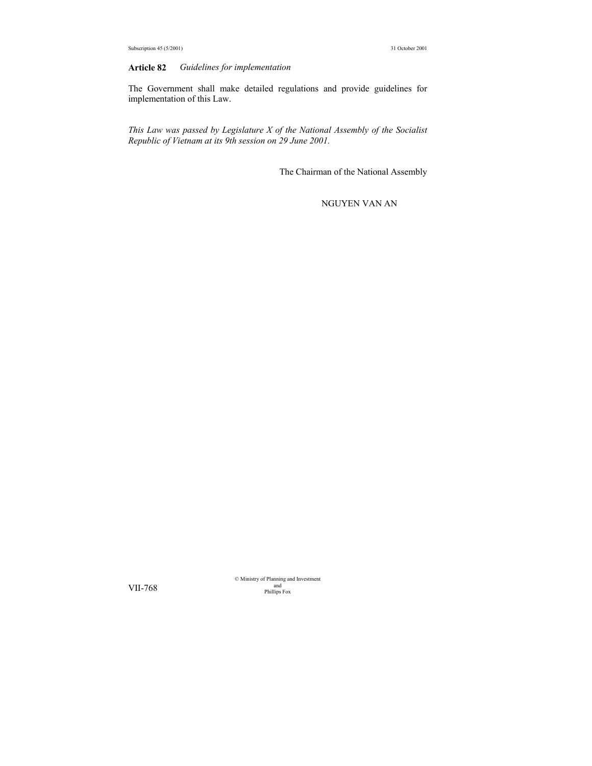**Article 82** *Guidelines for implementation*

The Government shall make detailed regulations and provide guidelines for implementation of this Law.

*This Law was passed by Legislature X of the National Assembly of the Socialist Republic of Vietnam at its 9th session on 29 June 2001.*

The Chairman of the National Assembly

NGUYEN VAN AN